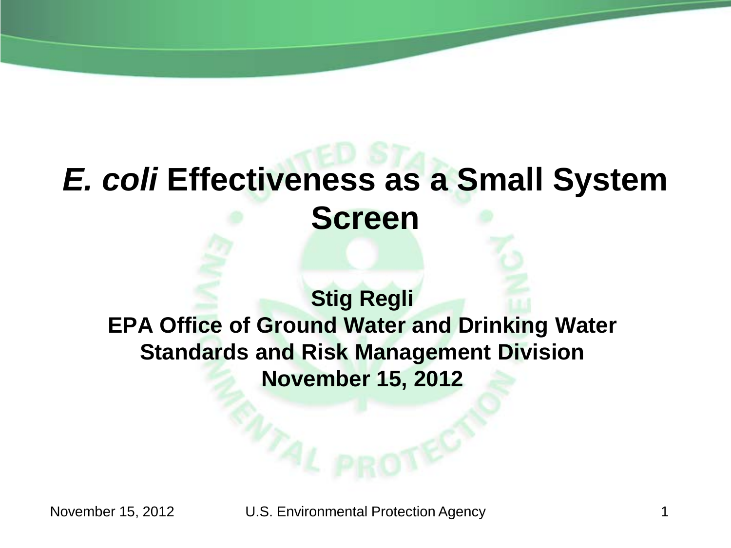# *E. coli* Effectiveness as a Small System Screen

**Stig Regli**
**EPA Office of Ground Water and Drinking Water**
**Standards and Risk Management Division**
**November 15, 2012**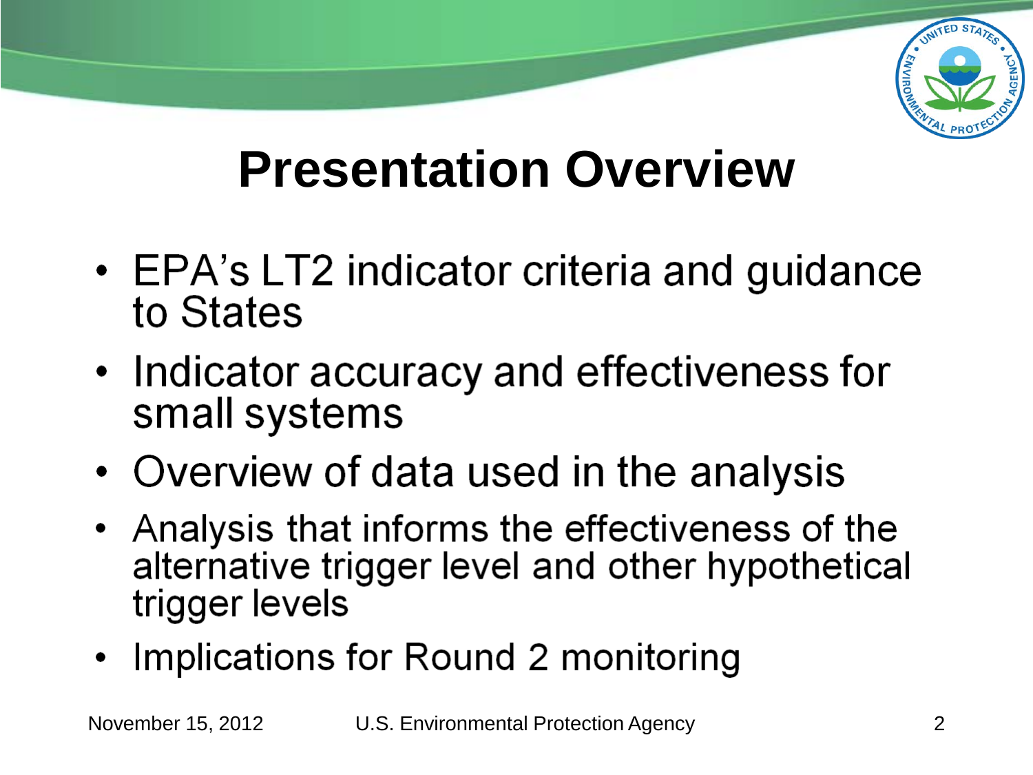# Presentation Overview

- EPA's LT2 indicator criteria and guidance to States
- Indicator accuracy and effectiveness for small systems
- Overview of data used in the analysis
- Analysis that informs the effectiveness of the alternative trigger level and other hypothetical trigger levels
- Implications for Round 2 monitoring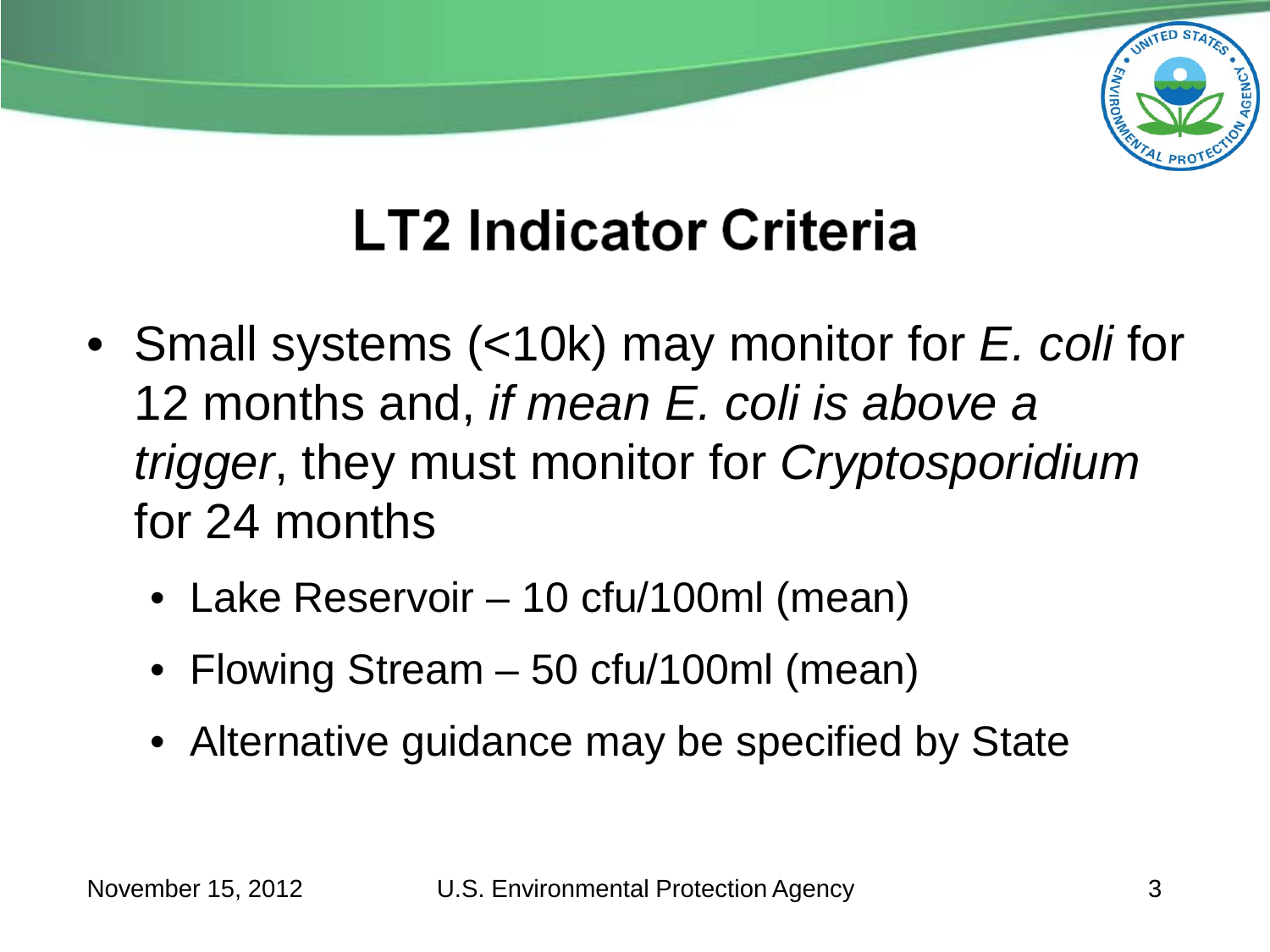# LT2 Indicator Criteria

- Small systems (<10k) may monitor for *E. coli* for 12 months and, *if mean E. coli is above a trigger*, they must monitor for *Cryptosporidium* for 24 months
  - Lake Reservoir – 10 cfu/100ml (mean)
  - Flowing Stream – 50 cfu/100ml (mean)
  - Alternative guidance may be specified by State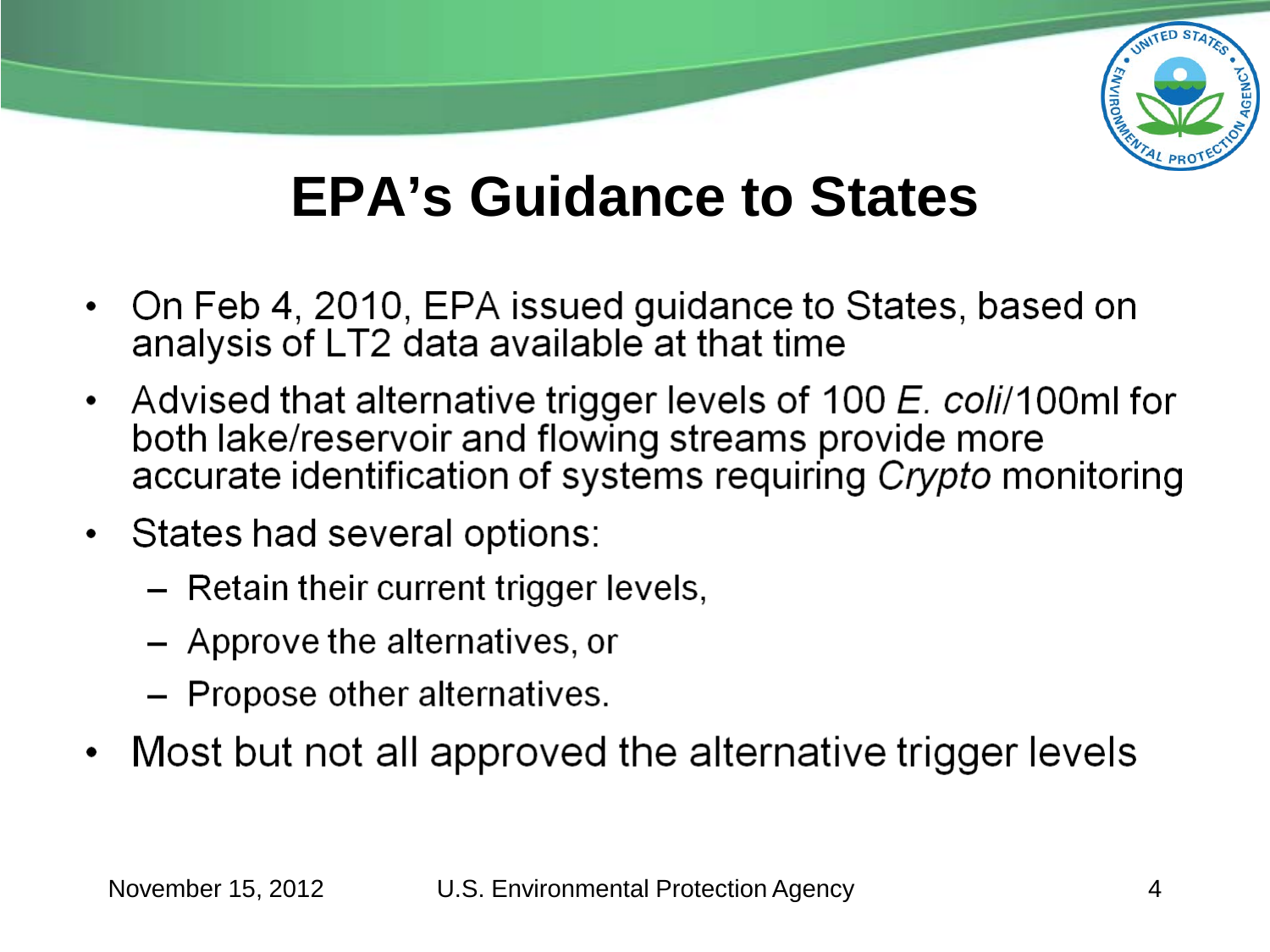# EPA's Guidance to States

- On Feb 4, 2010, EPA issued guidance to States, based on analysis of LT2 data available at that time
- Advised that alternative trigger levels of 100 *E. coli*/100ml for both lake/reservoir and flowing streams provide more accurate identification of systems requiring *Crypto* monitoring
- States had several options:
  - Retain their current trigger levels,
  - Approve the alternatives, or
  - Propose other alternatives.
- Most but not all approved the alternative trigger levels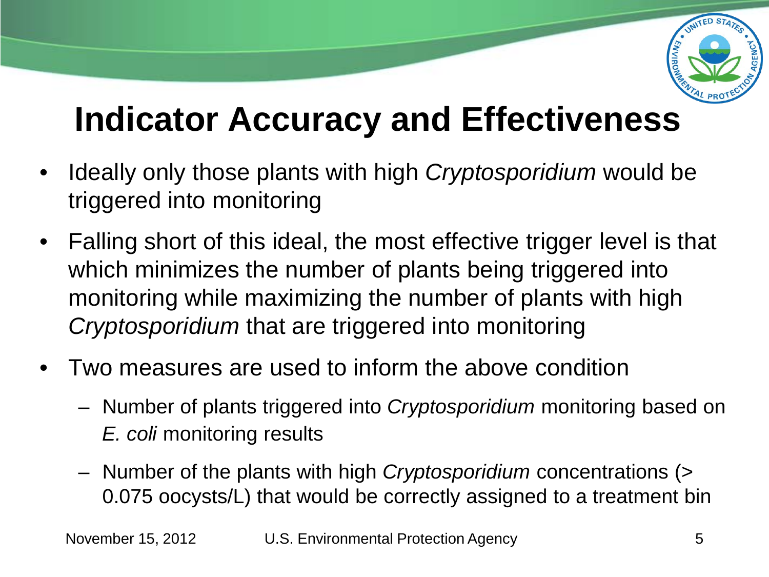# Indicator Accuracy and Effectiveness

- Ideally only those plants with high *Cryptosporidium* would be triggered into monitoring
- Falling short of this ideal, the most effective trigger level is that which minimizes the number of plants being triggered into monitoring while maximizing the number of plants with high *Cryptosporidium* that are triggered into monitoring
- Two measures are used to inform the above condition
  - Number of plants triggered into *Cryptosporidium* monitoring based on *E. coli* monitoring results
  - Number of the plants with high *Cryptosporidium* concentrations (> 0.075 oocysts/L) that would be correctly assigned to a treatment bin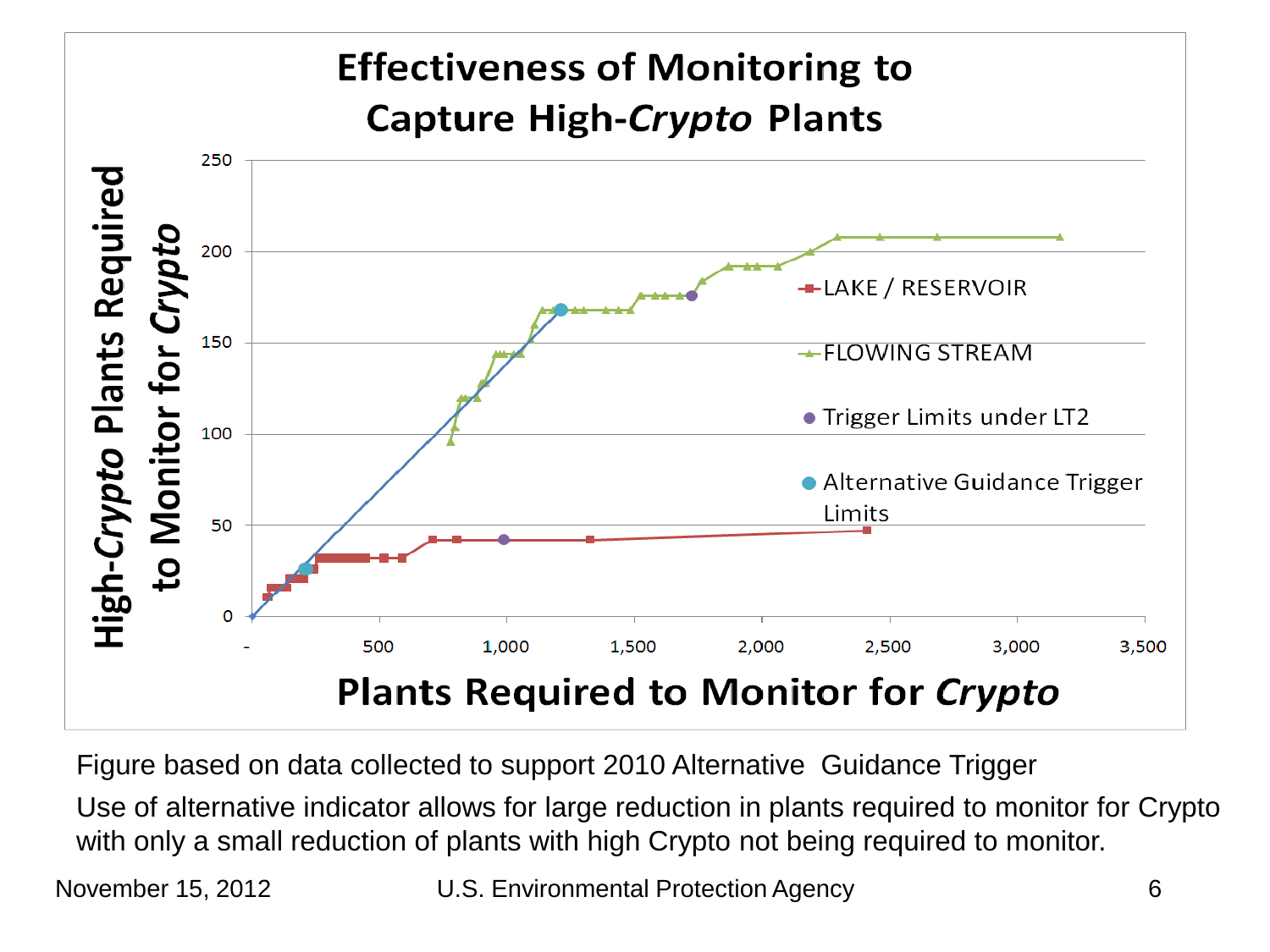# Effectiveness of Monitoring to Capture High-*Crypto* Plants

Figure based on data collected to support 2010 Alternative Guidance Trigger

Use of alternative indicator allows for large reduction in plants required to monitor for Crypto with only a small reduction of plants with high Crypto not being required to monitor.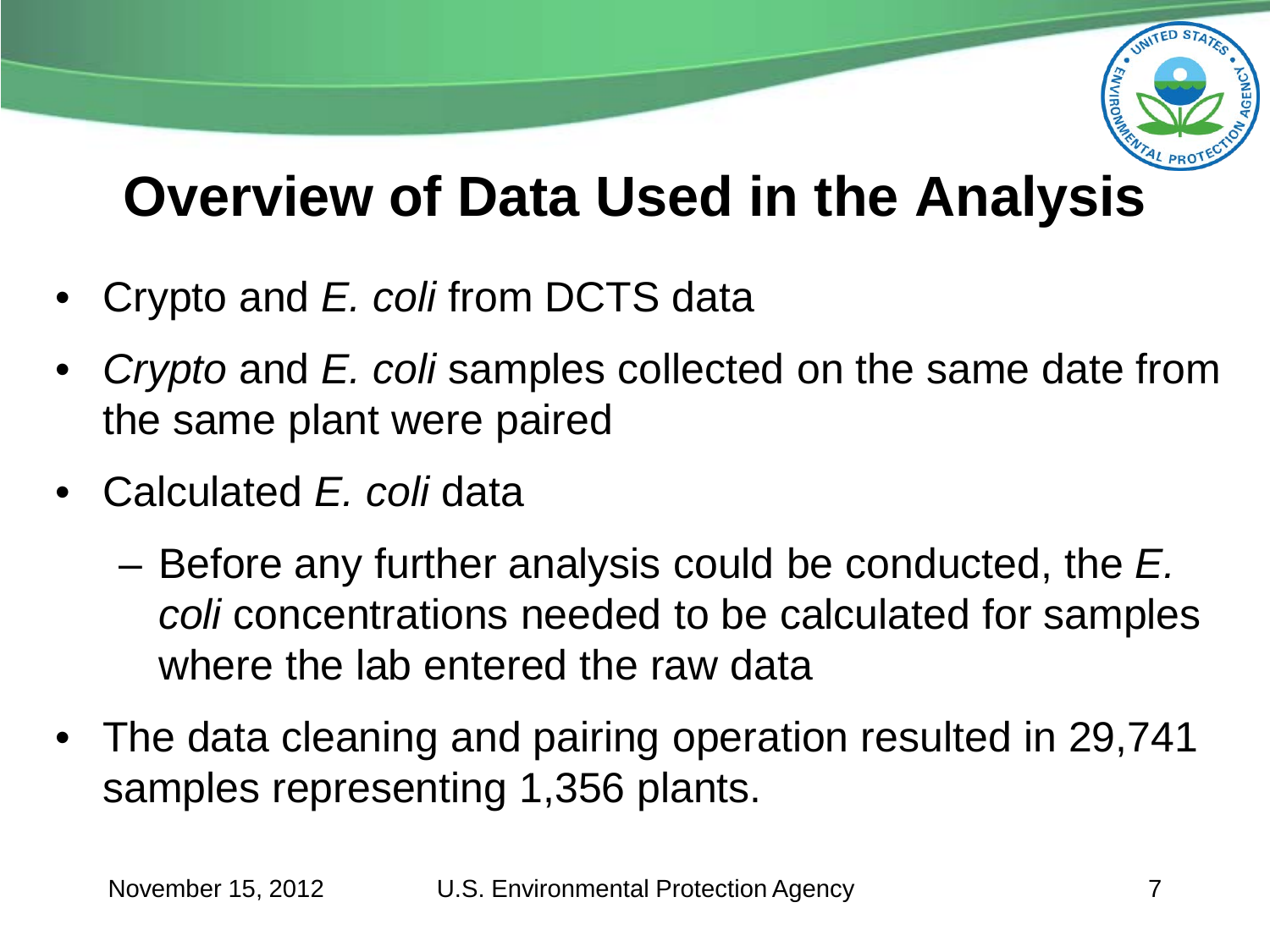# Overview of Data Used in the Analysis

- Crypto and *E. coli* from DCTS data
- *Crypto* and *E. coli* samples collected on the same date from the same plant were paired
- Calculated *E. coli* data
  - Before any further analysis could be conducted, the *E. coli* concentrations needed to be calculated for samples where the lab entered the raw data
- The data cleaning and pairing operation resulted in 29,741 samples representing 1,356 plants.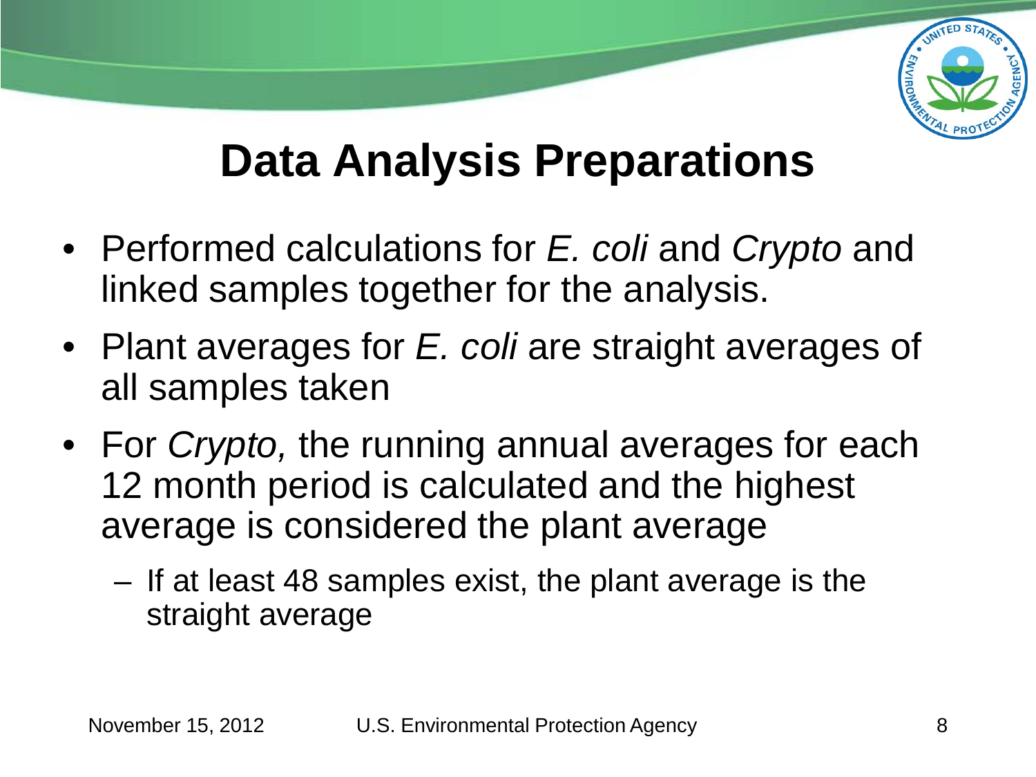# Data Analysis Preparations

- Performed calculations for *E. coli* and *Crypto* and linked samples together for the analysis.
- Plant averages for *E. coli* are straight averages of all samples taken
- For *Crypto,* the running annual averages for each 12 month period is calculated and the highest average is considered the plant average
  - If at least 48 samples exist, the plant average is the straight average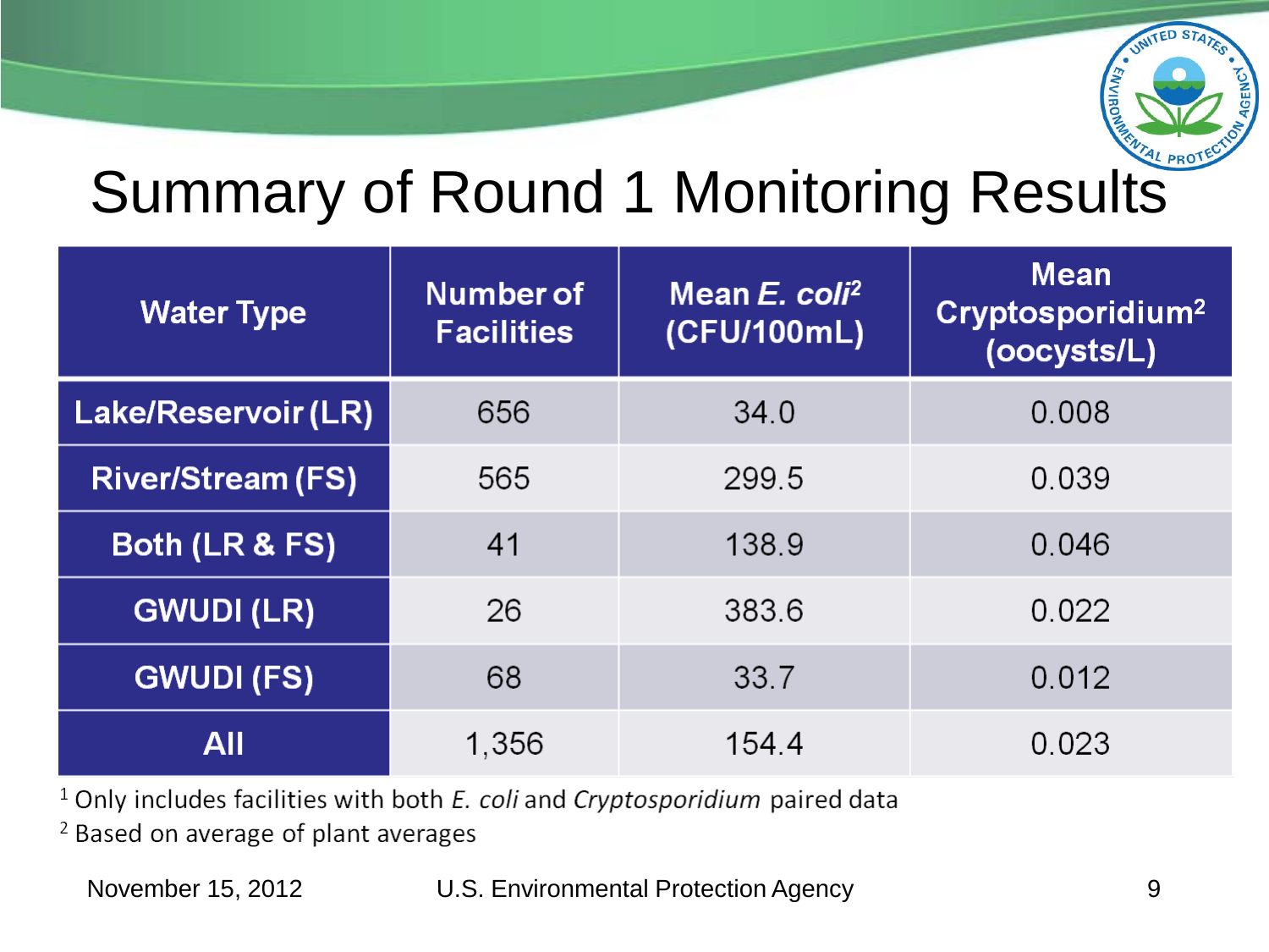# Summary of Round 1 Monitoring Results

| Water Type | Number of Facilities | Mean *E. coli*[2] (CFU/100mL) | Mean Cryptosporidium[2] (oocysts/L) |
|---|---|---|---|
| Lake/Reservoir (LR) | 656 | 34.0 | 0.008 |
| River/Stream (FS) | 565 | 299.5 | 0.039 |
| Both (LR & FS) | 41 | 138.9 | 0.046 |
| GWUDI (LR) | 26 | 383.6 | 0.022 |
| GWUDI (FS) | 68 | 33.7 | 0.012 |
| All | 1,356 | 154.4 | 0.023 |

[1] Only includes facilities with both *E. coli* and *Cryptosporidium* paired data

[2] Based on average of plant averages

November 15, 2012 U.S. Environmental Protection Agency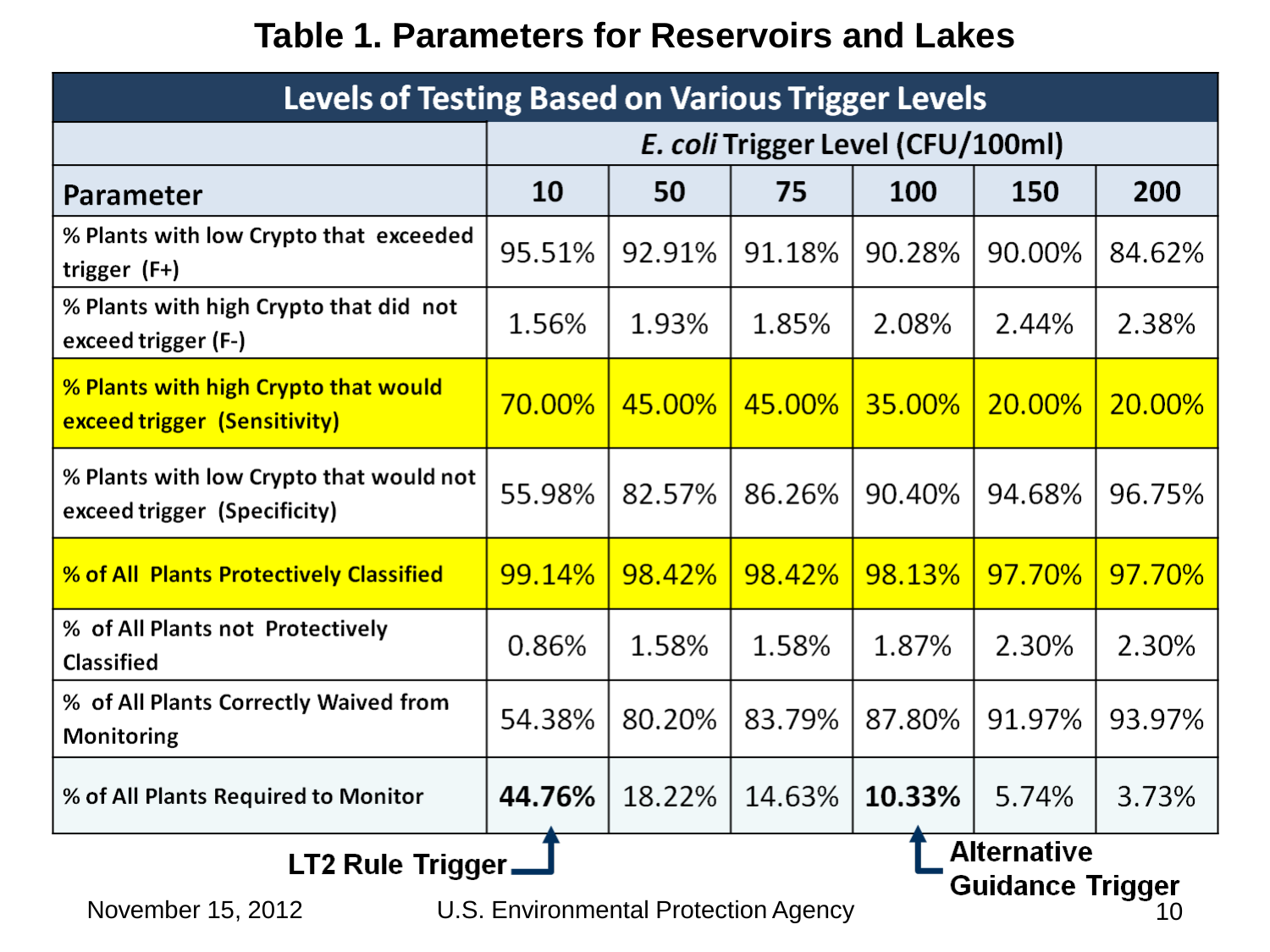# Table 1. Parameters for Reservoirs and Lakes

| Levels of Testing Based on Various Trigger Levels | | | | | | |
|---|---|---|---|---|---|---|
| | *E. coli* Trigger Level (CFU/100ml) | | | | | |
| **Parameter** | **10** | **50** | **75** | **100** | **150** | **200** |
| % Plants with low Crypto that exceeded trigger (F+) | 95.51% | 92.91% | 91.18% | 90.28% | 90.00% | 84.62% |
| % Plants with high Crypto that did not exceed trigger (F-) | 1.56% | 1.93% | 1.85% | 2.08% | 2.44% | 2.38% |
| % Plants with high Crypto that would exceed trigger (Sensitivity) | 70.00% | 45.00% | 45.00% | 35.00% | 20.00% | 20.00% |
| % Plants with low Crypto that would not exceed trigger (Specificity) | 55.98% | 82.57% | 86.26% | 90.40% | 94.68% | 96.75% |
| % of All Plants Protectively Classified | 99.14% | 98.42% | 98.42% | 98.13% | 97.70% | 97.70% |
| % of All Plants not Protectively Classified | 0.86% | 1.58% | 1.58% | 1.87% | 2.30% | 2.30% |
| % of All Plants Correctly Waived from Monitoring | 54.38% | 80.20% | 83.79% | 87.80% | 91.97% | 93.97% |
| % of All Plants Required to Monitor | **44.76%** | 18.22% | 14.63% | **10.33%** | 5.74% | 3.73% |

**LT2 Rule Trigger** (10 CFU/100ml)

**Alternative Guidance Trigger** (100 CFU/100ml)

November 15, 2012 U.S. Environmental Protection Agency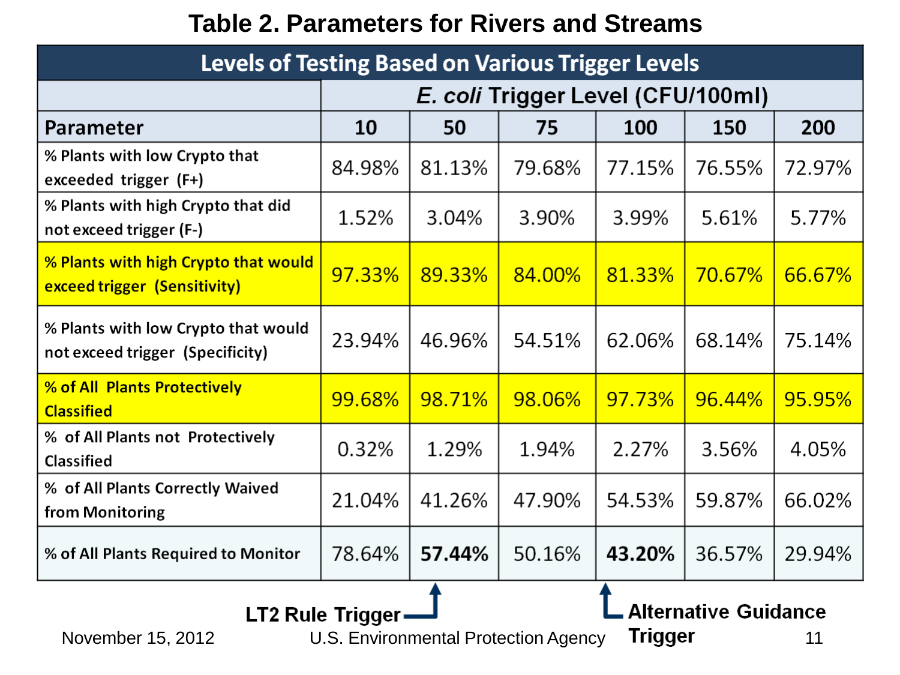# Table 2. Parameters for Rivers and Streams

| Levels of Testing Based on Various Trigger Levels | | | | | | |
|---|---|---|---|---|---|---|
| | *E. coli* Trigger Level (CFU/100ml) | | | | | |
| **Parameter** | **10** | **50** | **75** | **100** | **150** | **200** |
| % Plants with low Crypto that exceeded trigger (F+) | 84.98% | 81.13% | 79.68% | 77.15% | 76.55% | 72.97% |
| % Plants with high Crypto that did not exceed trigger (F-) | 1.52% | 3.04% | 3.90% | 3.99% | 5.61% | 5.77% |
| % Plants with high Crypto that would exceed trigger (Sensitivity) | 97.33% | 89.33% | 84.00% | 81.33% | 70.67% | 66.67% |
| % Plants with low Crypto that would not exceed trigger (Specificity) | 23.94% | 46.96% | 54.51% | 62.06% | 68.14% | 75.14% |
| % of All Plants Protectively Classified | 99.68% | 98.71% | 98.06% | 97.73% | 96.44% | 95.95% |
| % of All Plants not Protectively Classified | 0.32% | 1.29% | 1.94% | 2.27% | 3.56% | 4.05% |
| % of All Plants Correctly Waived from Monitoring | 21.04% | 41.26% | 47.90% | 54.53% | 59.87% | 66.02% |
| % of All Plants Required to Monitor | 78.64% | **57.44%** | 50.16% | **43.20%** | 36.57% | 29.94% |

**LT2 Rule Trigger** (50)

**Alternative Guidance Trigger** (100)

November 15, 2012 U.S. Environmental Protection Agency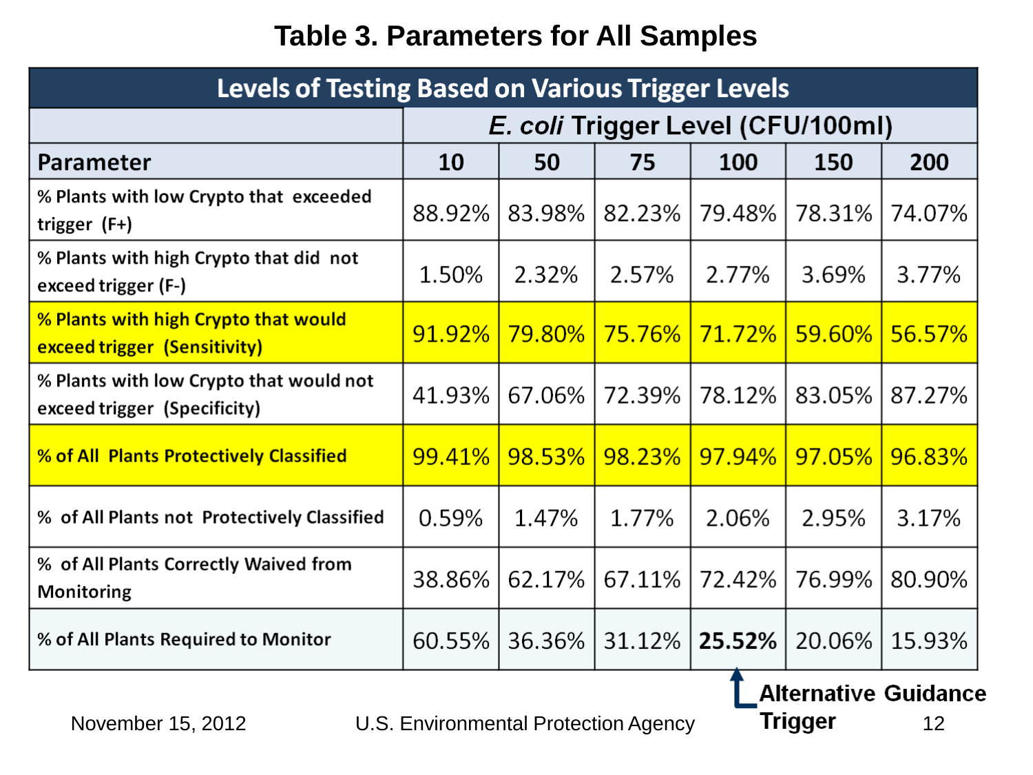# Table 3. Parameters for All Samples

| Levels of Testing Based on Various Trigger Levels | | | | | | |
|---|---|---|---|---|---|---|
| | *E. coli* Trigger Level (CFU/100ml) | | | | | |
| **Parameter** | **10** | **50** | **75** | **100** | **150** | **200** |
| % Plants with low Crypto that exceeded trigger (F+) | 88.92% | 83.98% | 82.23% | 79.48% | 78.31% | 74.07% |
| % Plants with high Crypto that did not exceed trigger (F-) | 1.50% | 2.32% | 2.57% | 2.77% | 3.69% | 3.77% |
| % Plants with high Crypto that would exceed trigger (Sensitivity) | 91.92% | 79.80% | 75.76% | 71.72% | 59.60% | 56.57% |
| % Plants with low Crypto that would not exceed trigger (Specificity) | 41.93% | 67.06% | 72.39% | 78.12% | 83.05% | 87.27% |
| % of All Plants Protectively Classified | 99.41% | 98.53% | 98.23% | 97.94% | 97.05% | 96.83% |
| % of All Plants not Protectively Classified | 0.59% | 1.47% | 1.77% | 2.06% | 2.95% | 3.17% |
| % of All Plants Correctly Waived from Monitoring | 38.86% | 62.17% | 67.11% | 72.42% | 76.99% | 80.90% |
| % of All Plants Required to Monitor | 60.55% | 36.36% | 31.12% | **25.52%** | 20.06% | 15.93% |

**Alternative Guidance Trigger** (100 CFU/100ml)

November 15, 2012 U.S. Environmental Protection Agency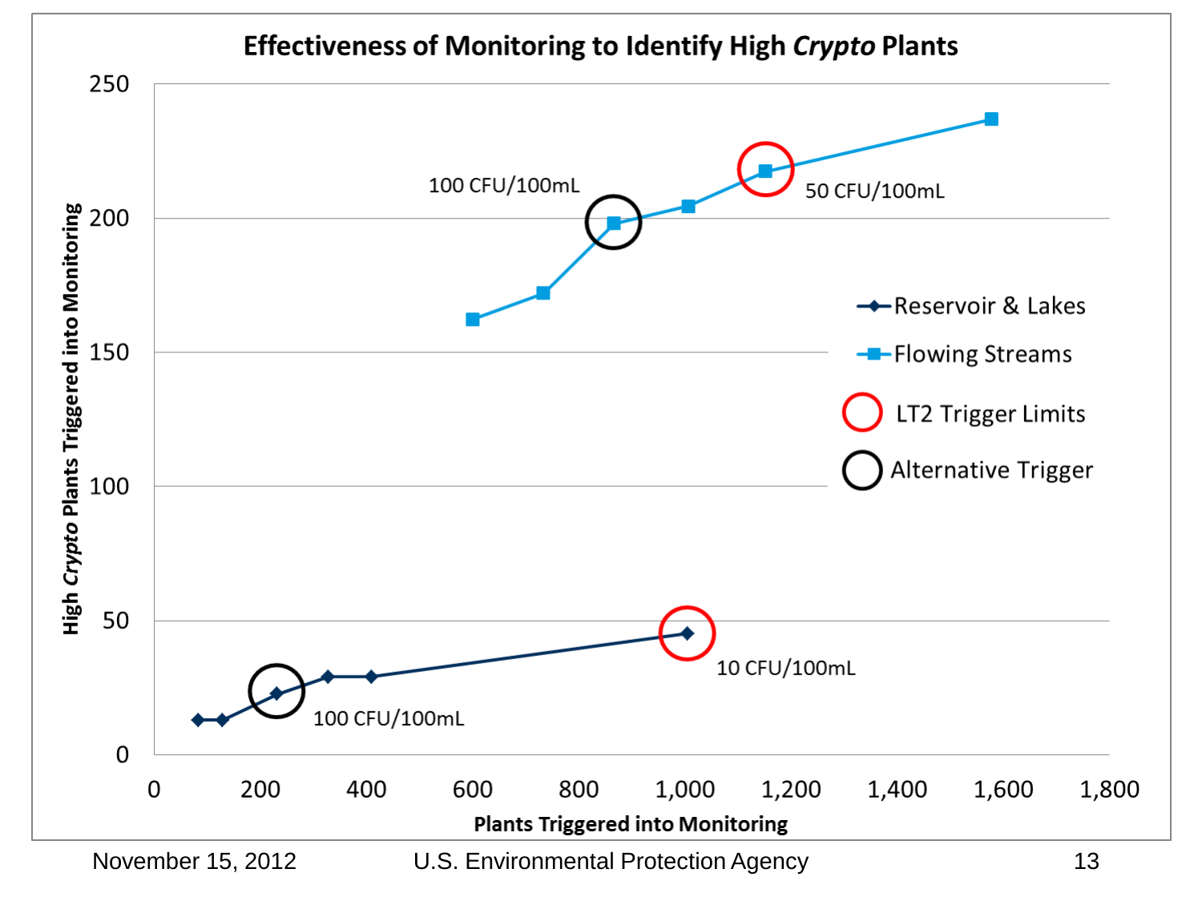## Effectiveness of Monitoring to Identify High *Crypto* Plants

- Y-axis: High *Crypto* Plants Triggered into Monitoring (0–250)
- X-axis: Plants Triggered into Monitoring (0–1,800)

Legend:
- Reservoir & Lakes
- Flowing Streams
- LT2 Trigger Limits
- Alternative Trigger

Labels:
- Flowing Streams: 100 CFU/100mL (Alternative Trigger); 50 CFU/100mL (LT2 Trigger Limits)
- Reservoir & Lakes: 100 CFU/100mL (Alternative Trigger); 10 CFU/100mL (LT2 Trigger Limits)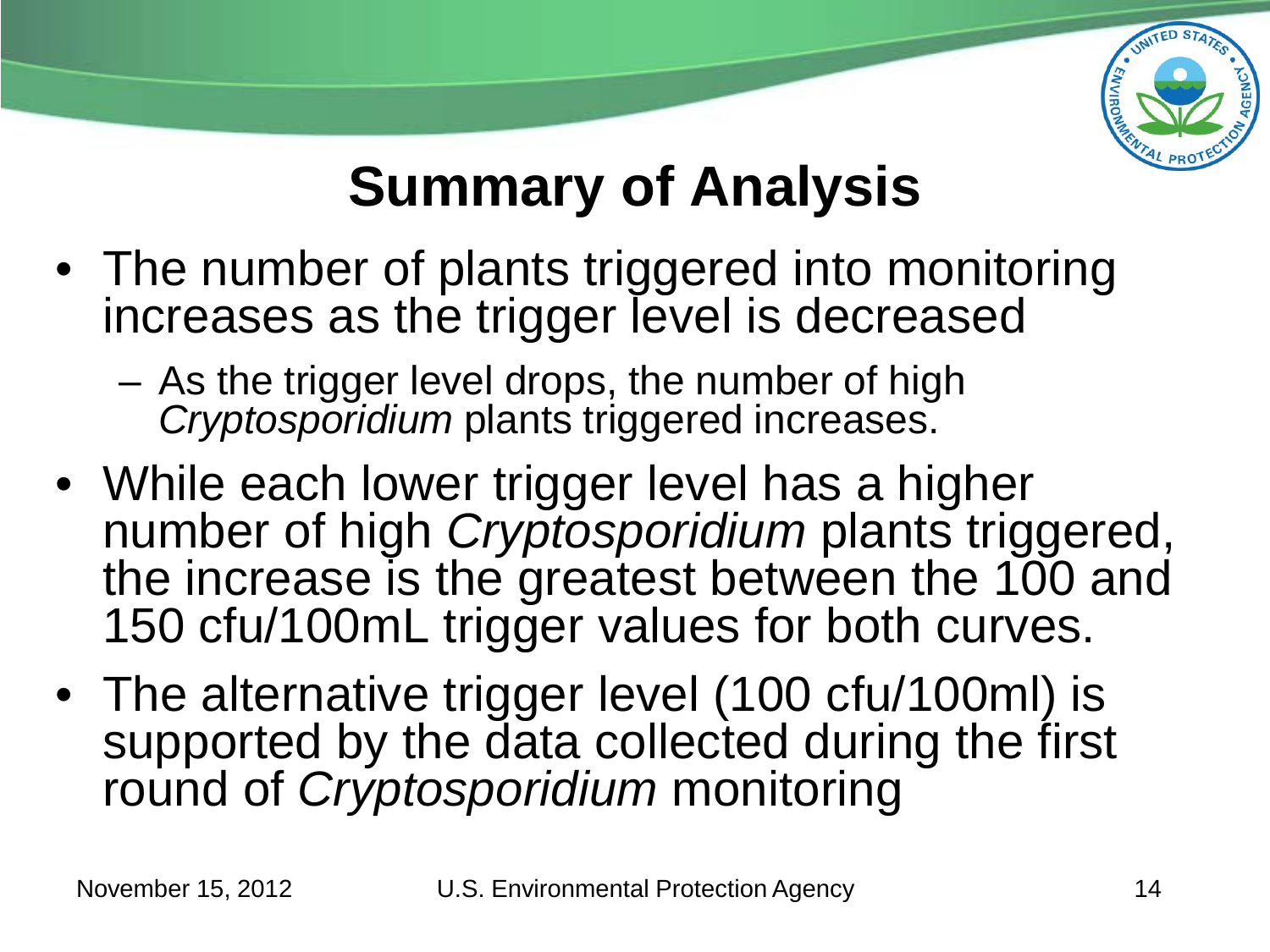# Summary of Analysis

- The number of plants triggered into monitoring increases as the trigger level is decreased
  - As the trigger level drops, the number of high *Cryptosporidium* plants triggered increases.
- While each lower trigger level has a higher number of high *Cryptosporidium* plants triggered, the increase is the greatest between the 100 and 150 cfu/100mL trigger values for both curves.
- The alternative trigger level (100 cfu/100ml) is supported by the data collected during the first round of *Cryptosporidium* monitoring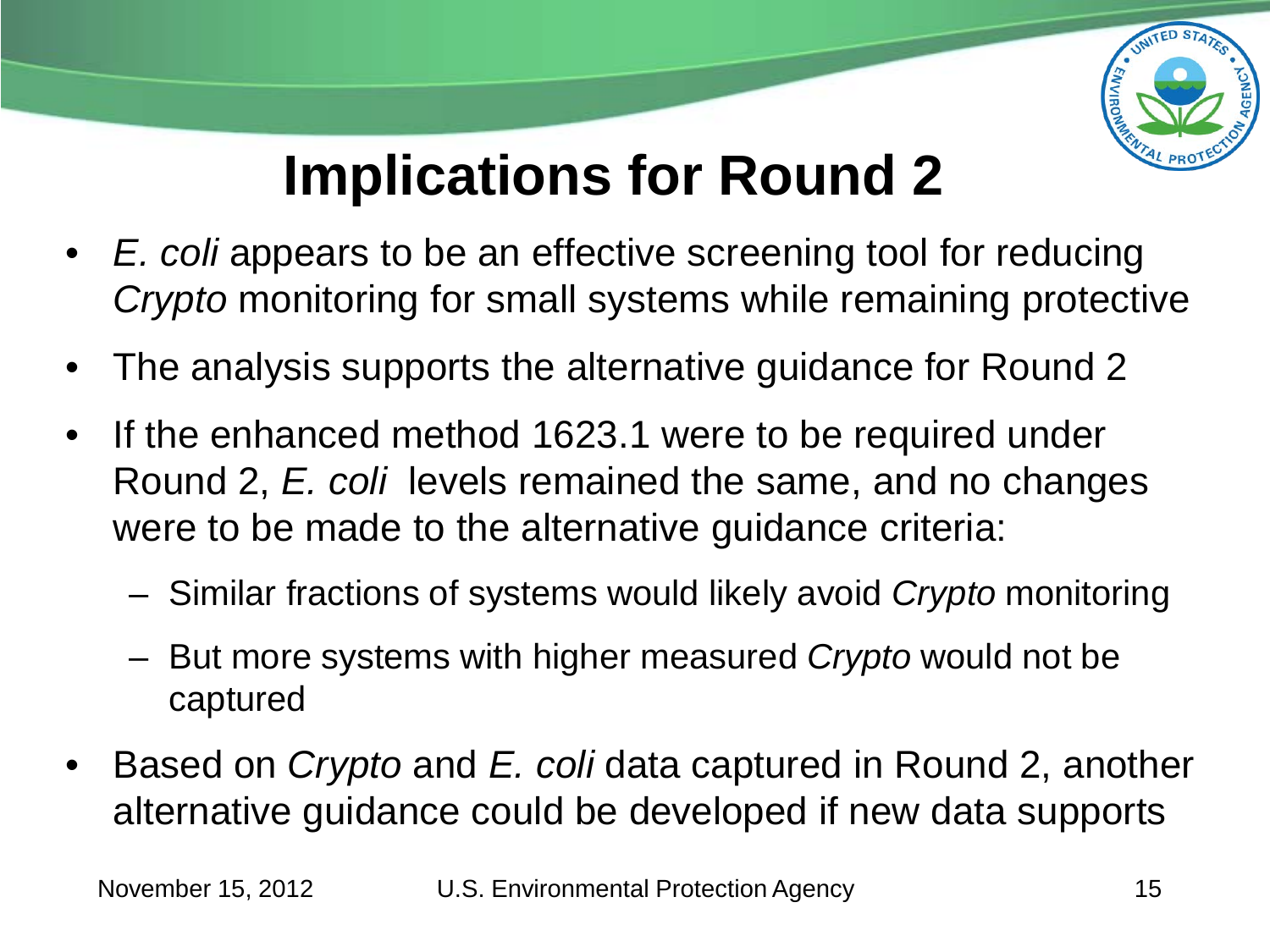# Implications for Round 2

- *E. coli* appears to be an effective screening tool for reducing *Crypto* monitoring for small systems while remaining protective
- The analysis supports the alternative guidance for Round 2
- If the enhanced method 1623.1 were to be required under Round 2, *E. coli* levels remained the same, and no changes were to be made to the alternative guidance criteria:
  - Similar fractions of systems would likely avoid *Crypto* monitoring
  - But more systems with higher measured *Crypto* would not be captured
- Based on *Crypto* and *E. coli* data captured in Round 2, another alternative guidance could be developed if new data supports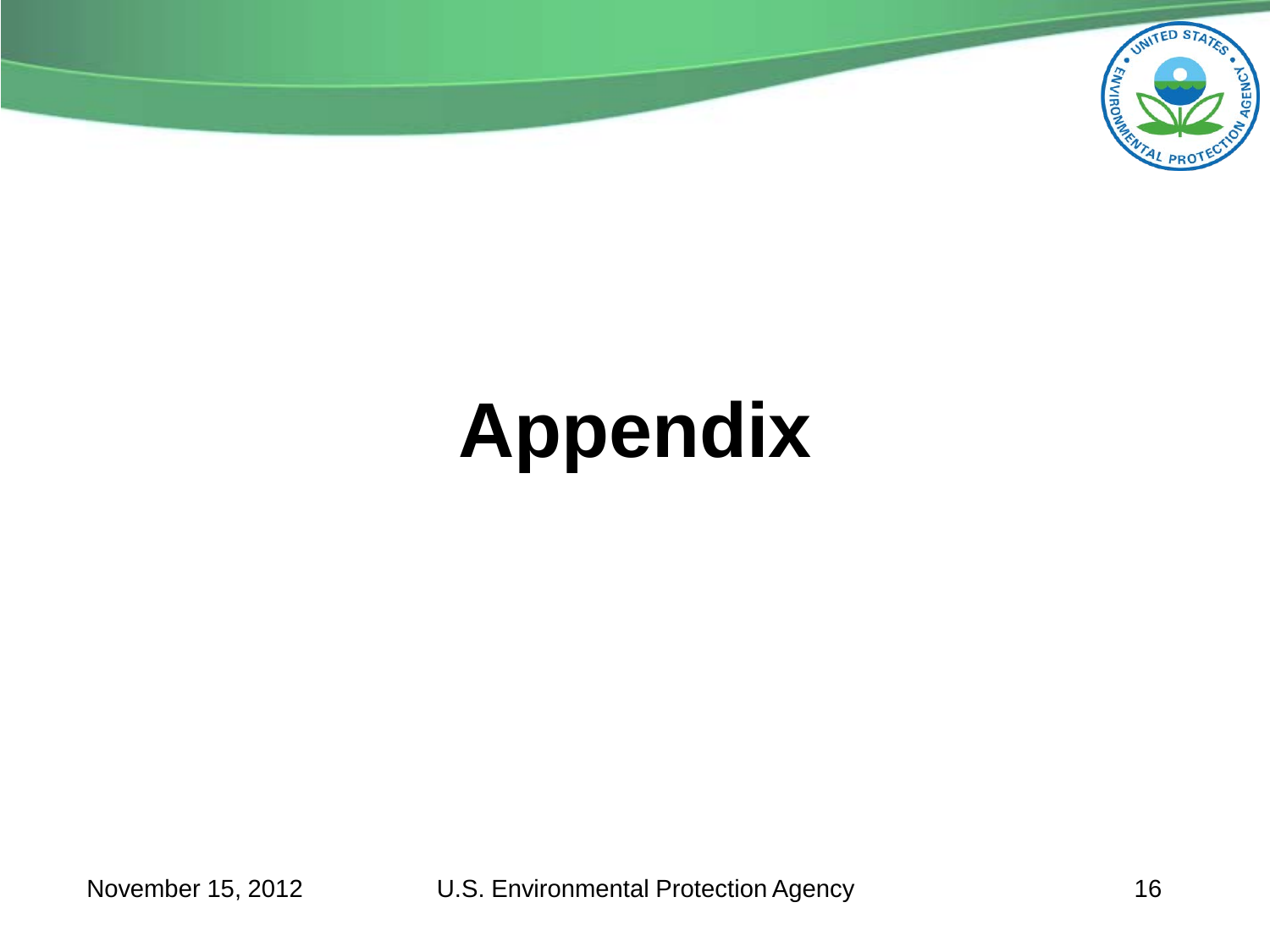# Appendix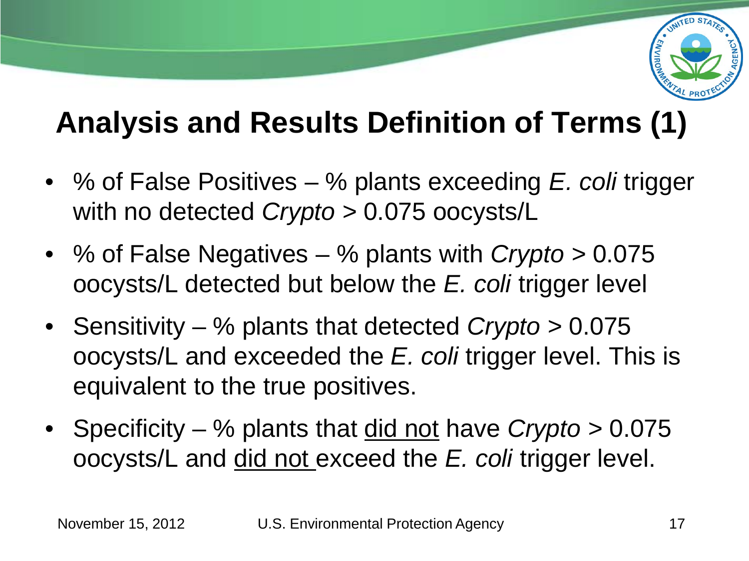# Analysis and Results Definition of Terms (1)

- % of False Positives – % plants exceeding *E. coli* trigger with no detected *Crypto* > 0.075 oocysts/L
- % of False Negatives – % plants with *Crypto* > 0.075 oocysts/L detected but below the *E. coli* trigger level
- Sensitivity – % plants that detected *Crypto* > 0.075 oocysts/L and exceeded the *E. coli* trigger level. This is equivalent to the true positives.
- Specificity – % plants that <u>did not</u> have *Crypto* > 0.075 oocysts/L and <u>did not</u> exceed the *E. coli* trigger level.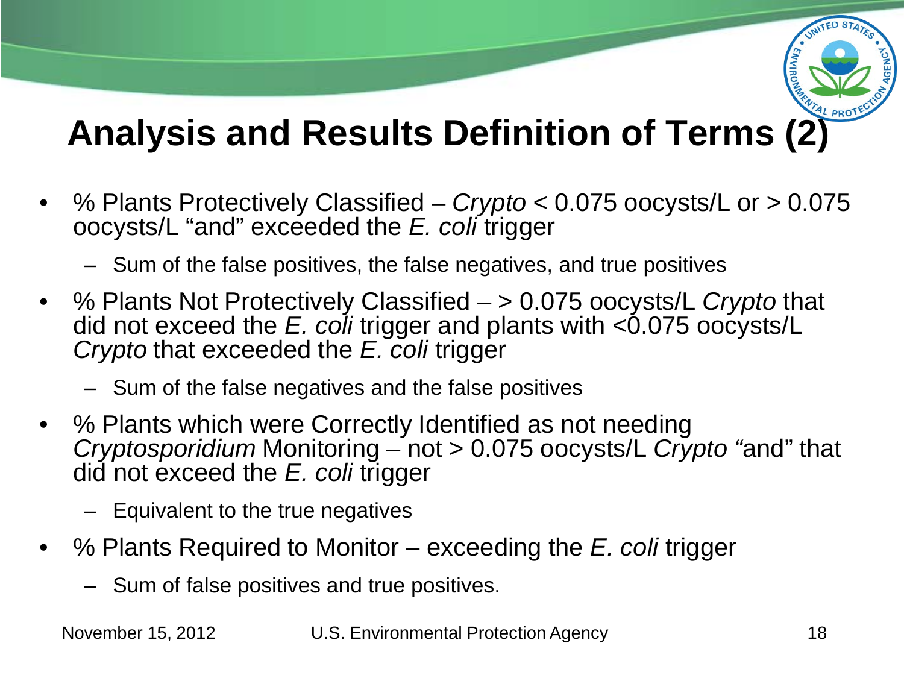# Analysis and Results Definition of Terms (2)

- % Plants Protectively Classified – *Crypto* < 0.075 oocysts/L or > 0.075 oocysts/L "and" exceeded the *E. coli* trigger
  - Sum of the false positives, the false negatives, and true positives
- % Plants Not Protectively Classified – > 0.075 oocysts/L *Crypto* that did not exceed the *E. coli* trigger and plants with <0.075 oocysts/L *Crypto* that exceeded the *E. coli* trigger
  - Sum of the false negatives and the false positives
- % Plants which were Correctly Identified as not needing *Cryptosporidium* Monitoring – not > 0.075 oocysts/L *Crypto* "and" that did not exceed the *E. coli* trigger
  - Equivalent to the true negatives
- % Plants Required to Monitor – exceeding the *E. coli* trigger
  - Sum of false positives and true positives.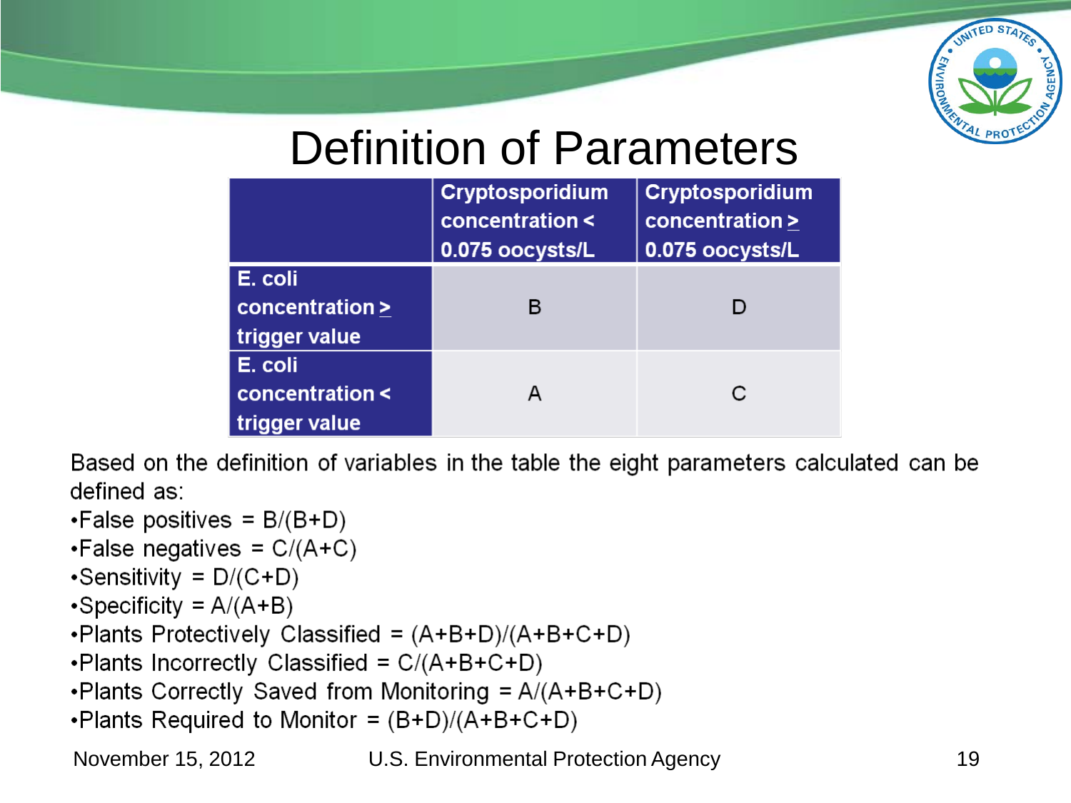# Definition of Parameters

| | Cryptosporidium concentration < 0.075 oocysts/L | Cryptosporidium concentration ≥ 0.075 oocysts/L |
|---|---|---|
| E. coli concentration ≥ trigger value | B | D |
| E. coli concentration < trigger value | A | C |

Based on the definition of variables in the table the eight parameters calculated can be defined as:

- False positives = B/(B+D)
- False negatives = C/(A+C)
- Sensitivity = D/(C+D)
- Specificity = A/(A+B)
- Plants Protectively Classified = (A+B+D)/(A+B+C+D)
- Plants Incorrectly Classified = C/(A+B+C+D)
- Plants Correctly Saved from Monitoring = A/(A+B+C+D)
- Plants Required to Monitor = (B+D)/(A+B+C+D)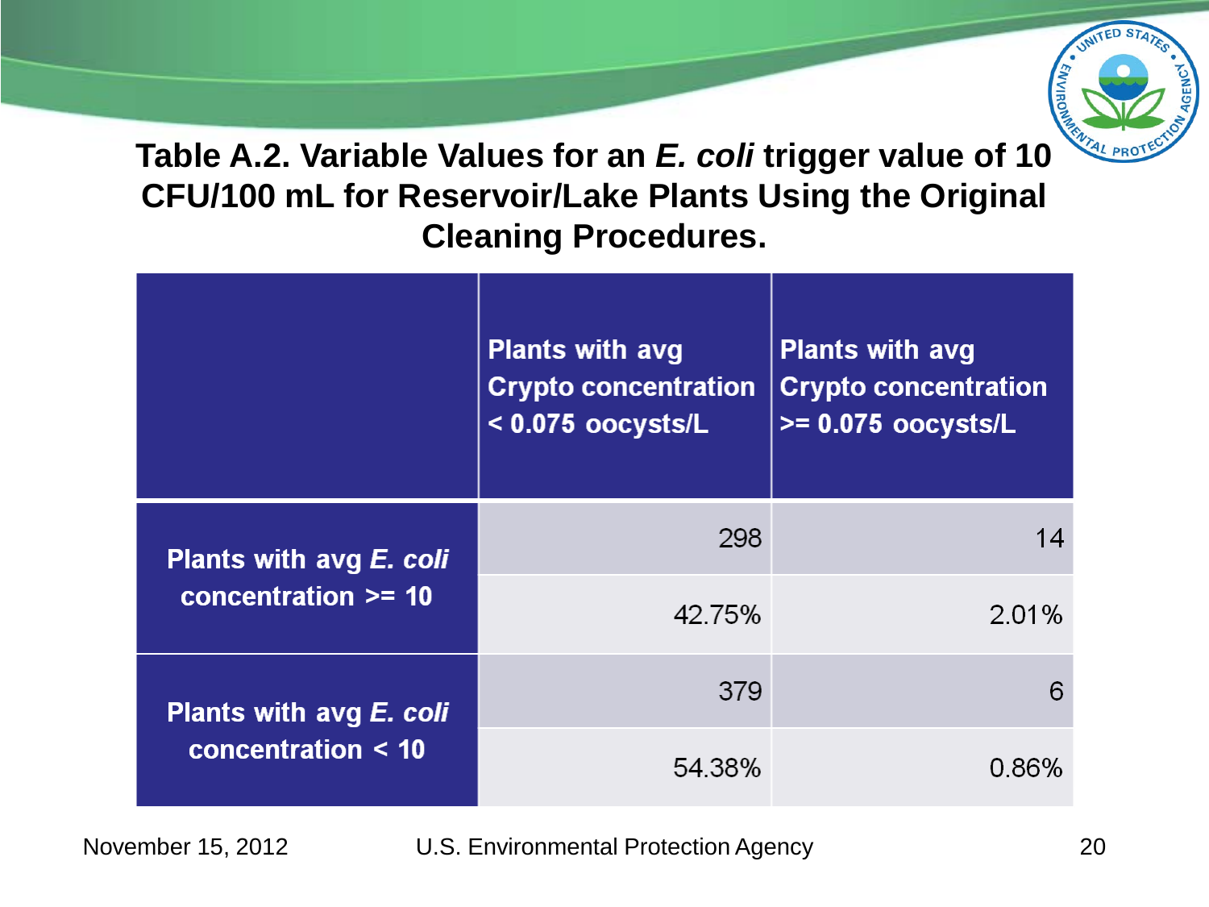# Table A.2. Variable Values for an *E. coli* trigger value of 10 CFU/100 mL for Reservoir/Lake Plants Using the Original Cleaning Procedures.

| | Plants with avg Crypto concentration < 0.075 oocysts/L | Plants with avg Crypto concentration >= 0.075 oocysts/L |
|---|---|---|
| Plants with avg *E. coli* concentration >= 10 | 298 | 14 |
| | 42.75% | 2.01% |
| Plants with avg *E. coli* concentration < 10 | 379 | 6 |
| | 54.38% | 0.86% |

November 15, 2012 U.S. Environmental Protection Agency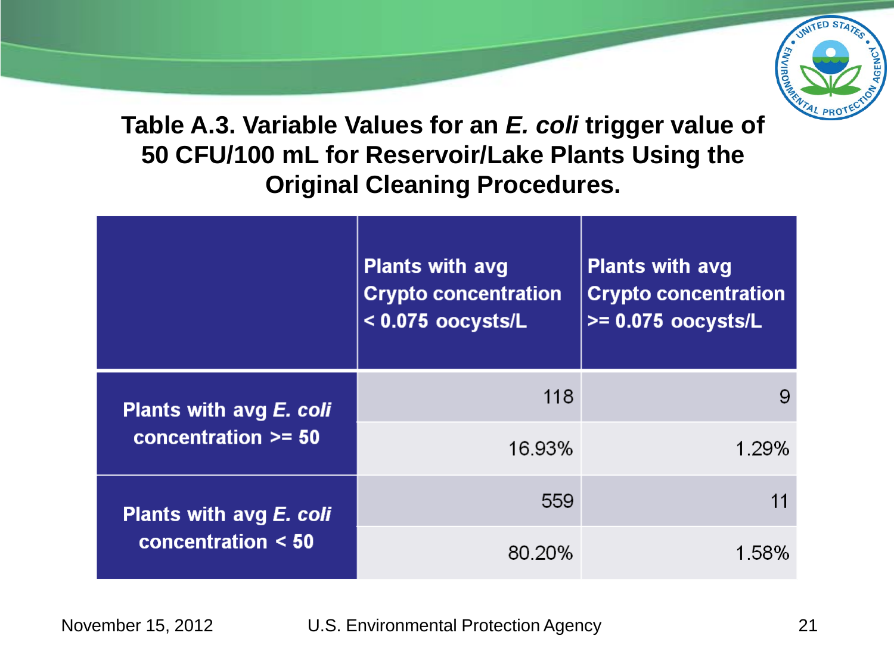## Table A.3. Variable Values for an *E. coli* trigger value of 50 CFU/100 mL for Reservoir/Lake Plants Using the Original Cleaning Procedures.

| | Plants with avg Crypto concentration < 0.075 oocysts/L | Plants with avg Crypto concentration >= 0.075 oocysts/L |
|---|---|---|
| Plants with avg *E. coli* concentration >= 50 | 118 | 9 |
| | 16.93% | 1.29% |
| Plants with avg *E. coli* concentration < 50 | 559 | 11 |
| | 80.20% | 1.58% |

November 15, 2012 U.S. Environmental Protection Agency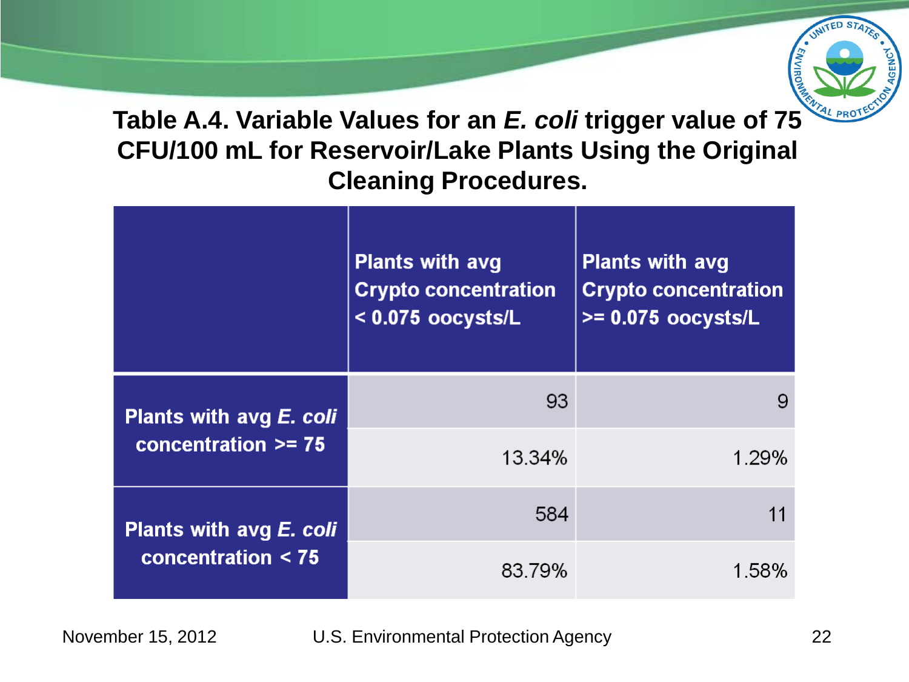## Table A.4. Variable Values for an *E. coli* trigger value of 75 CFU/100 mL for Reservoir/Lake Plants Using the Original Cleaning Procedures.

| | Plants with avg Crypto concentration < 0.075 oocysts/L | Plants with avg Crypto concentration >= 0.075 oocysts/L |
|---|---|---|
| Plants with avg *E. coli* concentration >= 75 | 93 | 9 |
| | 13.34% | 1.29% |
| Plants with avg *E. coli* concentration < 75 | 584 | 11 |
| | 83.79% | 1.58% |

November 15, 2012 U.S. Environmental Protection Agency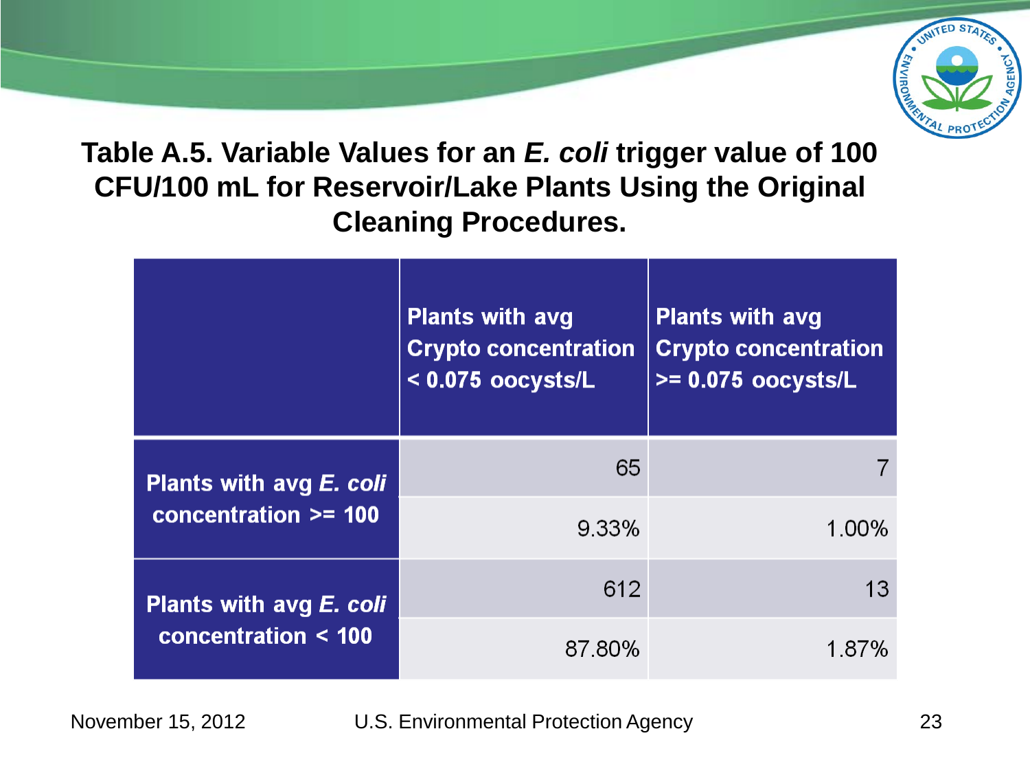## Table A.5. Variable Values for an *E. coli* trigger value of 100 CFU/100 mL for Reservoir/Lake Plants Using the Original Cleaning Procedures.

| | Plants with avg Crypto concentration < 0.075 oocysts/L | Plants with avg Crypto concentration >= 0.075 oocysts/L |
|---|---|---|
| Plants with avg *E. coli* concentration >= 100 | 65 | 7 |
| | 9.33% | 1.00% |
| Plants with avg *E. coli* concentration < 100 | 612 | 13 |
| | 87.80% | 1.87% |

November 15, 2012 U.S. Environmental Protection Agency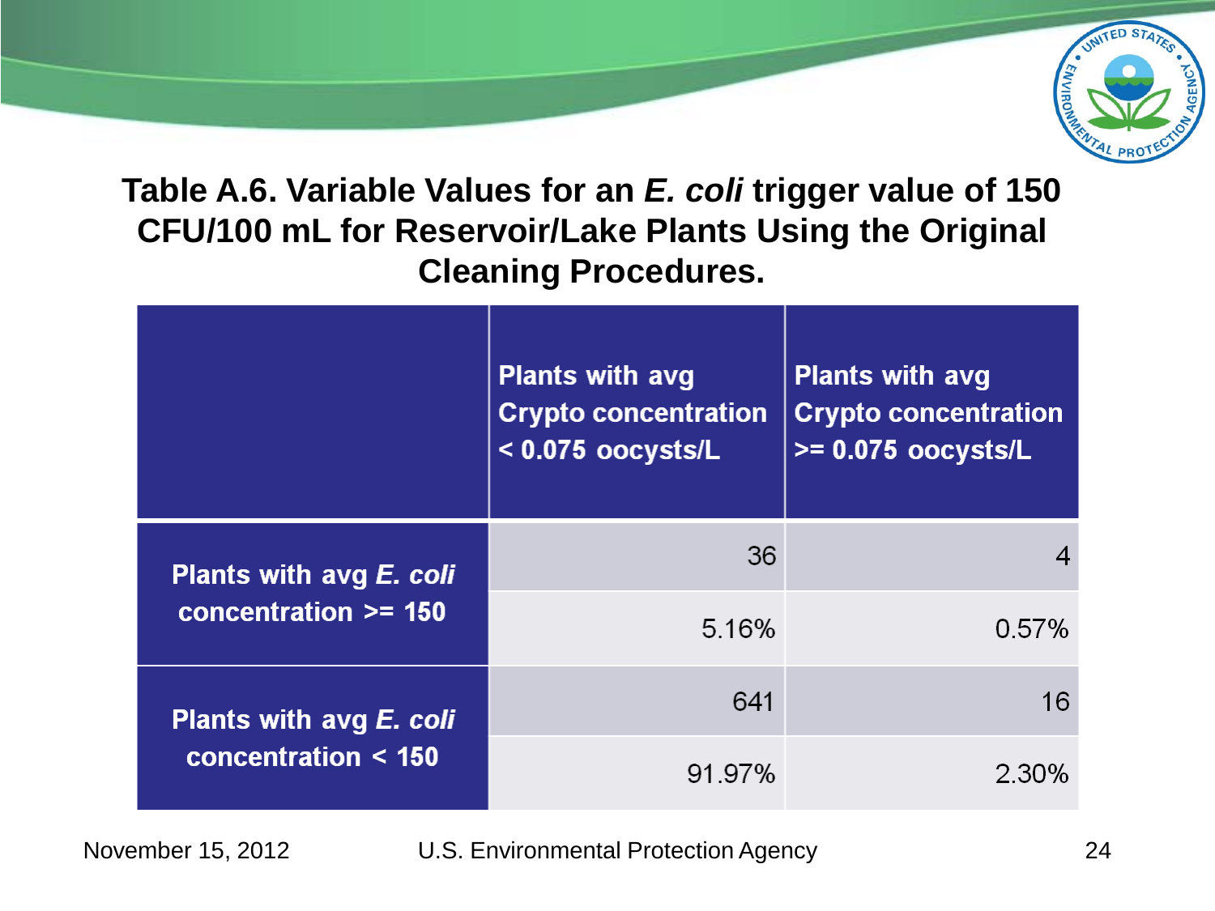**Table A.6. Variable Values for an *E. coli* trigger value of 150 CFU/100 mL for Reservoir/Lake Plants Using the Original Cleaning Procedures.**

| | Plants with avg Crypto concentration < 0.075 oocysts/L | Plants with avg Crypto concentration >= 0.075 oocysts/L |
|---|---|---|
| Plants with avg *E. coli* concentration >= 150 | 36 | 4 |
| | 5.16% | 0.57% |
| Plants with avg *E. coli* concentration < 150 | 641 | 16 |
| | 91.97% | 2.30% |

November 15, 2012 U.S. Environmental Protection Agency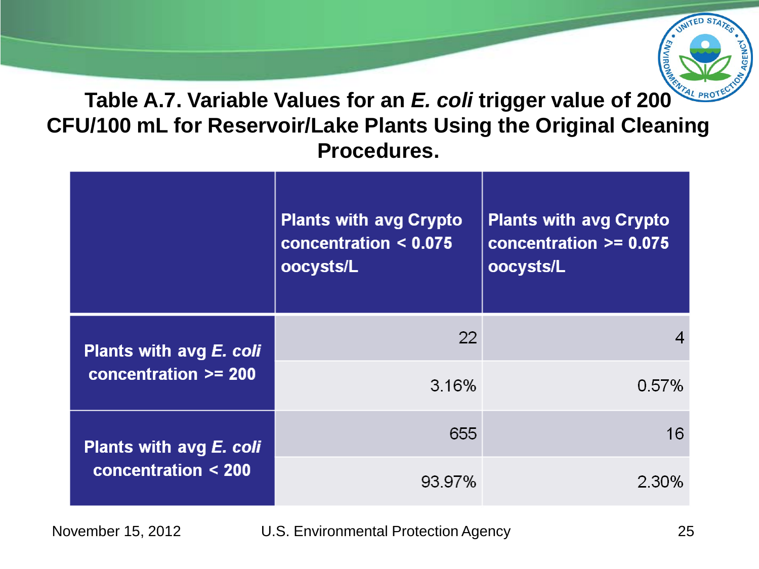# Table A.7. Variable Values for an *E. coli* trigger value of 200 CFU/100 mL for Reservoir/Lake Plants Using the Original Cleaning Procedures.

| | Plants with avg Crypto concentration < 0.075 oocysts/L | Plants with avg Crypto concentration >= 0.075 oocysts/L |
|---|---|---|
| Plants with avg *E. coli* concentration >= 200 | 22 | 4 |
| | 3.16% | 0.57% |
| Plants with avg *E. coli* concentration < 200 | 655 | 16 |
| | 93.97% | 2.30% |

November 15, 2012 U.S. Environmental Protection Agency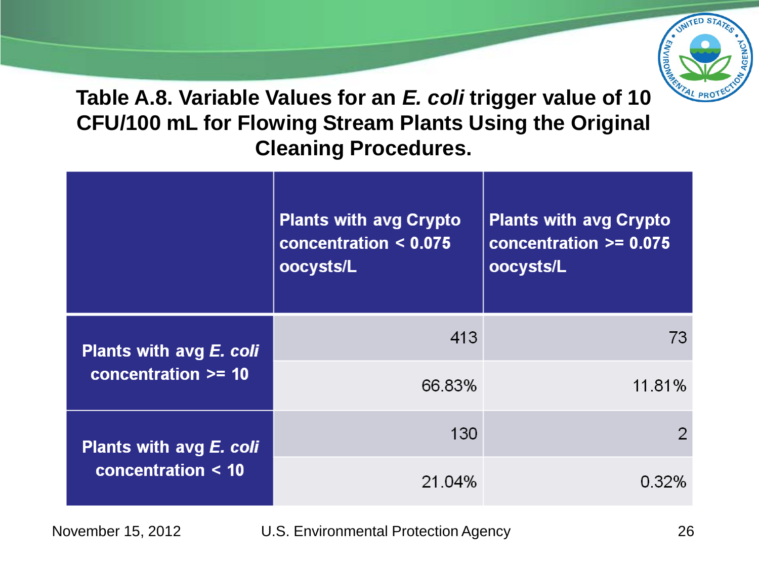# Table A.8. Variable Values for an *E. coli* trigger value of 10 CFU/100 mL for Flowing Stream Plants Using the Original Cleaning Procedures.

| | Plants with avg Crypto concentration < 0.075 oocysts/L | Plants with avg Crypto concentration >= 0.075 oocysts/L |
|---|---|---|
| Plants with avg *E. coli* concentration >= 10 | 413 | 73 |
| | 66.83% | 11.81% |
| Plants with avg *E. coli* concentration < 10 | 130 | 2 |
| | 21.04% | 0.32% |

November 15, 2012 U.S. Environmental Protection Agency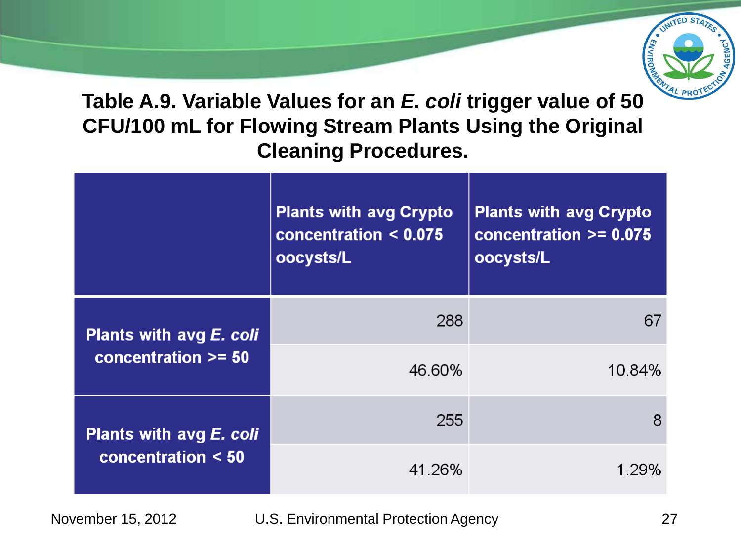## Table A.9. Variable Values for an *E. coli* trigger value of 50 CFU/100 mL for Flowing Stream Plants Using the Original Cleaning Procedures.

| | Plants with avg Crypto concentration < 0.075 oocysts/L | Plants with avg Crypto concentration >= 0.075 oocysts/L |
|---|---|---|
| Plants with avg *E. coli* concentration >= 50 | 288 | 67 |
| | 46.60% | 10.84% |
| Plants with avg *E. coli* concentration < 50 | 255 | 8 |
| | 41.26% | 1.29% |

November 15, 2012 U.S. Environmental Protection Agency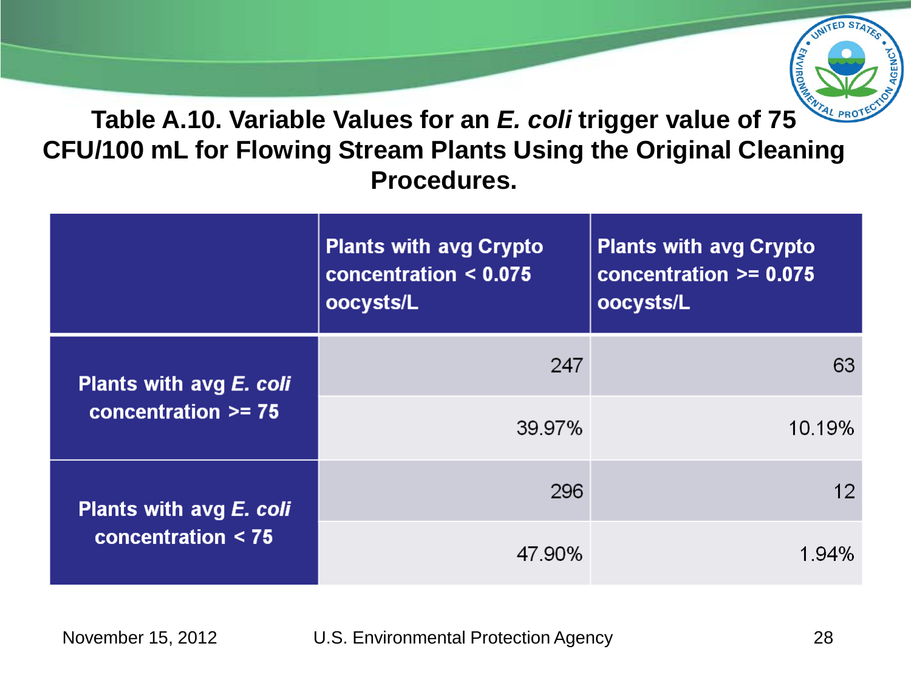# Table A.10. Variable Values for an *E. coli* trigger value of 75 CFU/100 mL for Flowing Stream Plants Using the Original Cleaning Procedures.

| | Plants with avg Crypto concentration < 0.075 oocysts/L | Plants with avg Crypto concentration >= 0.075 oocysts/L |
|---|---|---|
| Plants with avg *E. coli* concentration >= 75 | 247 | 63 |
| | 39.97% | 10.19% |
| Plants with avg *E. coli* concentration < 75 | 296 | 12 |
| | 47.90% | 1.94% |

November 15, 2012 U.S. Environmental Protection Agency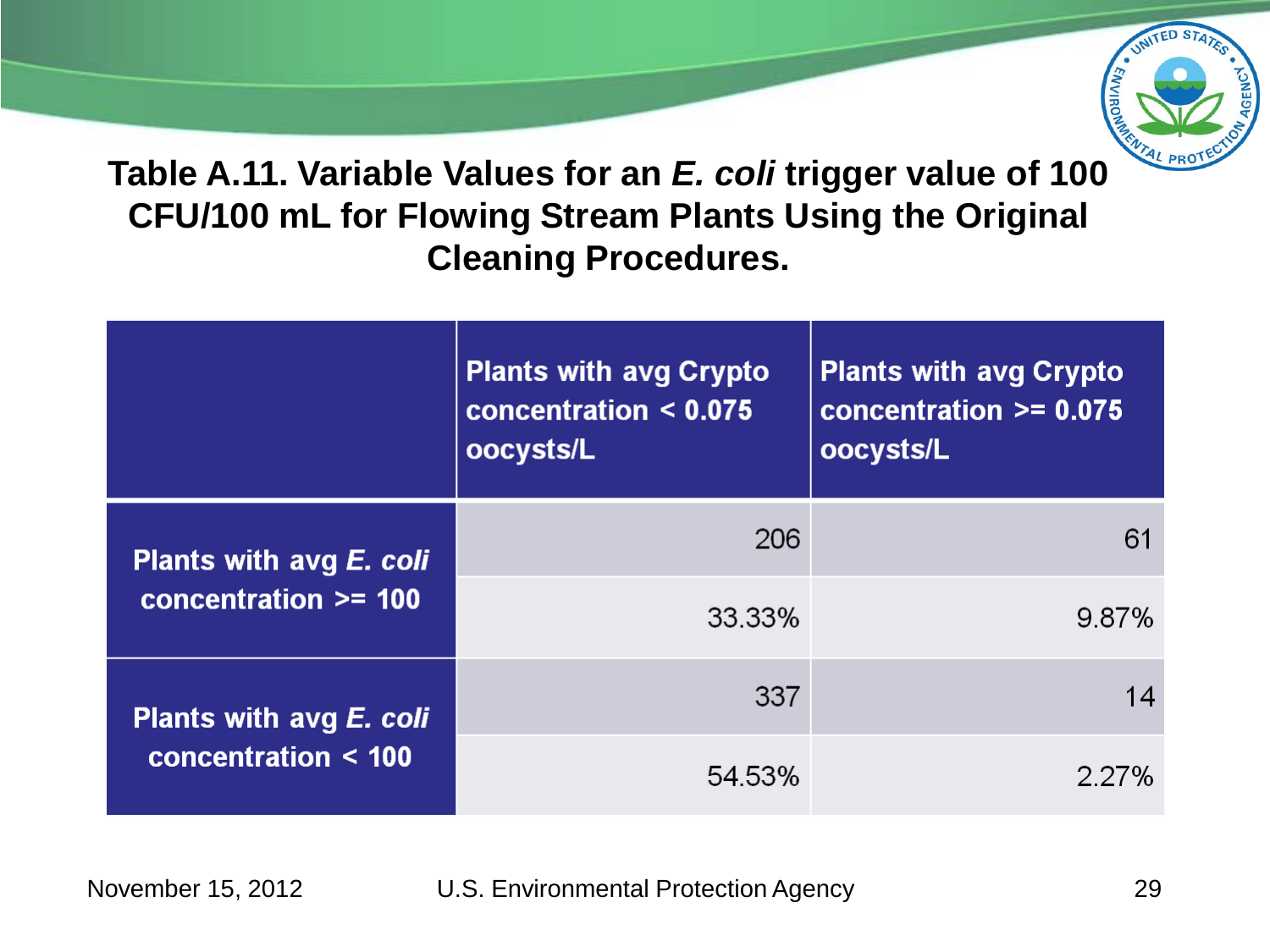**Table A.11. Variable Values for an *E. coli* trigger value of 100 CFU/100 mL for Flowing Stream Plants Using the Original Cleaning Procedures.**

| | Plants with avg Crypto concentration < 0.075 oocysts/L | Plants with avg Crypto concentration >= 0.075 oocysts/L |
|---|---|---|
| Plants with avg *E. coli* concentration >= 100 | 206 | 61 |
| | 33.33% | 9.87% |
| Plants with avg *E. coli* concentration < 100 | 337 | 14 |
| | 54.53% | 2.27% |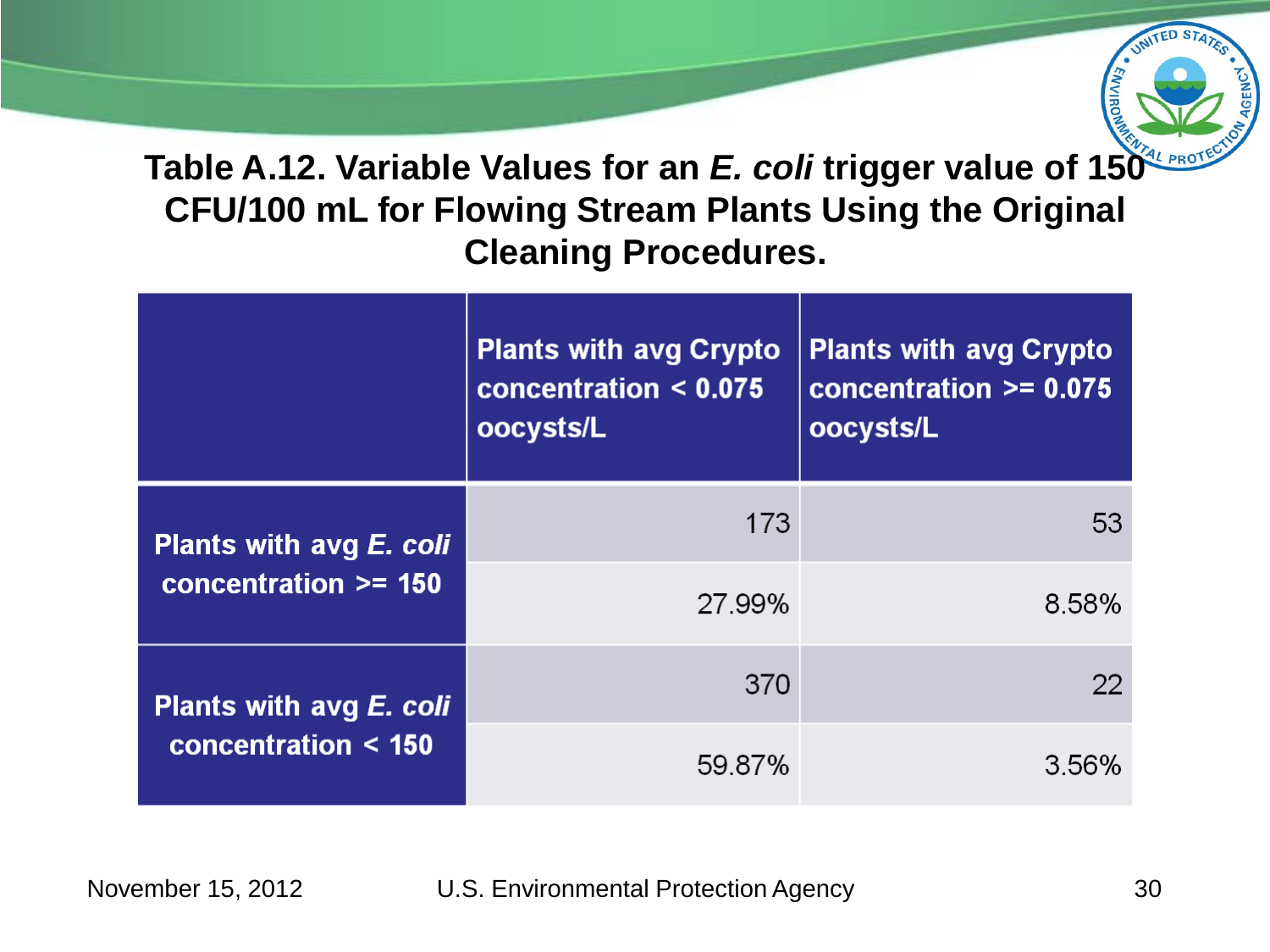## Table A.12. Variable Values for an *E. coli* trigger value of 150 CFU/100 mL for Flowing Stream Plants Using the Original Cleaning Procedures.

| | Plants with avg Crypto concentration < 0.075 oocysts/L | Plants with avg Crypto concentration >= 0.075 oocysts/L |
|---|---|---|
| Plants with avg *E. coli* concentration >= 150 | 173 | 53 |
| | 27.99% | 8.58% |
| Plants with avg *E. coli* concentration < 150 | 370 | 22 |
| | 59.87% | 3.56% |

November 15, 2012 U.S. Environmental Protection Agency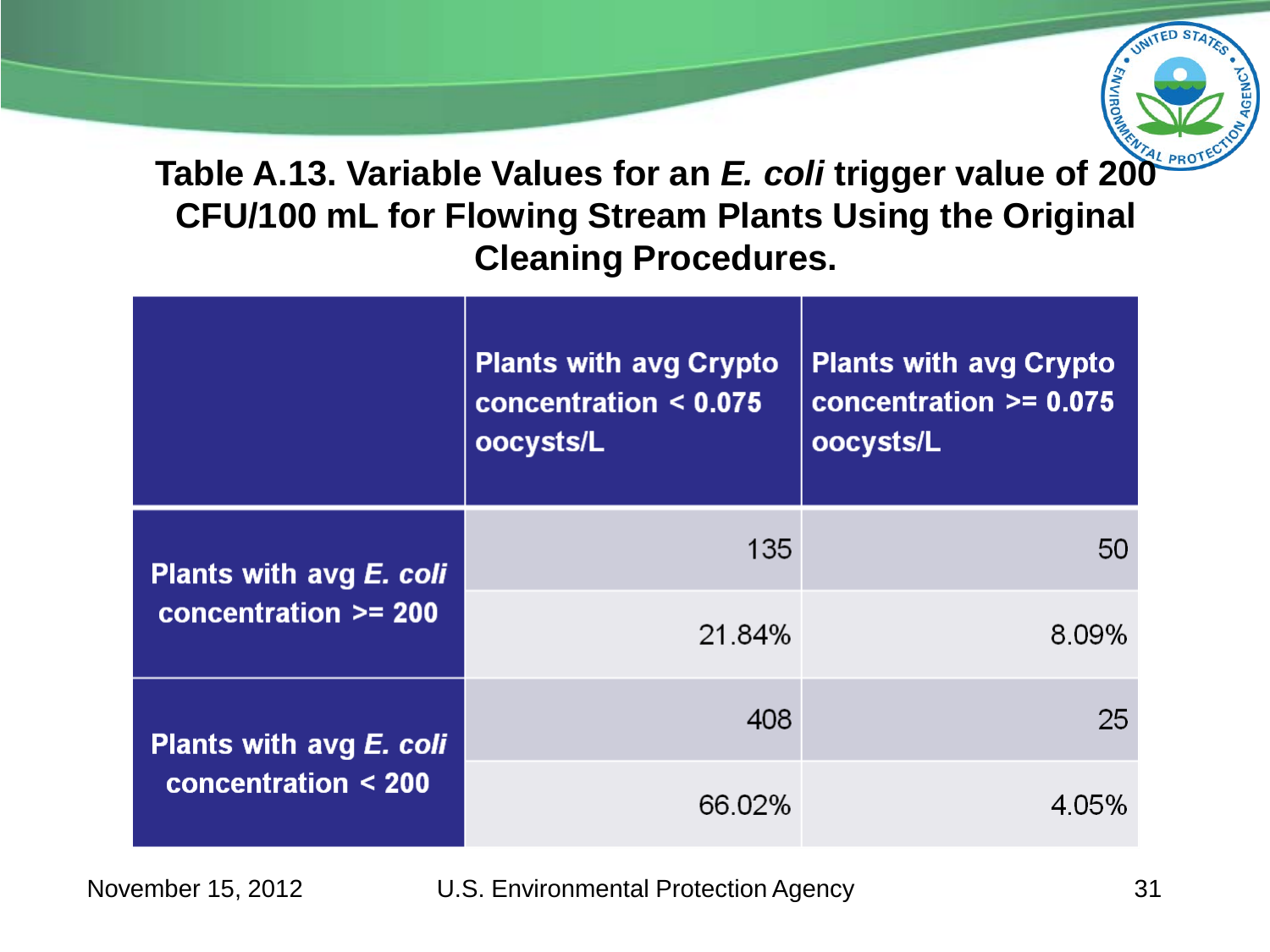## Table A.13. Variable Values for an *E. coli* trigger value of 200 CFU/100 mL for Flowing Stream Plants Using the Original Cleaning Procedures.

| | Plants with avg Crypto concentration < 0.075 oocysts/L | Plants with avg Crypto concentration >= 0.075 oocysts/L |
|---|---|---|
| Plants with avg *E. coli* concentration >= 200 | 135 | 50 |
| | 21.84% | 8.09% |
| Plants with avg *E. coli* concentration < 200 | 408 | 25 |
| | 66.02% | 4.05% |

November 15, 2012 U.S. Environmental Protection Agency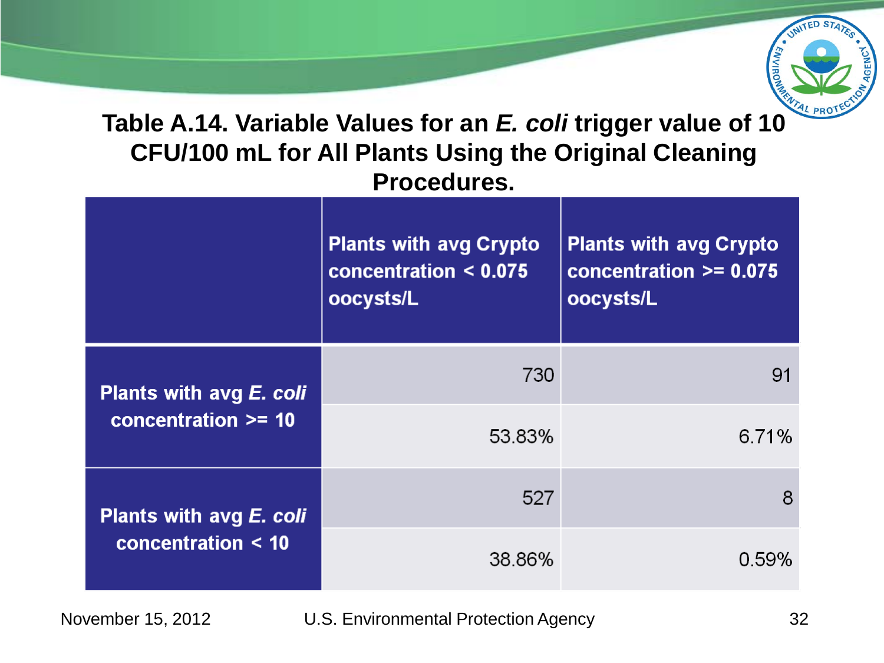## Table A.14. Variable Values for an *E. coli* trigger value of 10 CFU/100 mL for All Plants Using the Original Cleaning Procedures.

| | Plants with avg Crypto concentration < 0.075 oocysts/L | Plants with avg Crypto concentration >= 0.075 oocysts/L |
|---|---|---|
| Plants with avg *E. coli* concentration >= 10 | 730 | 91 |
| | 53.83% | 6.71% |
| Plants with avg *E. coli* concentration < 10 | 527 | 8 |
| | 38.86% | 0.59% |

November 15, 2012 U.S. Environmental Protection Agency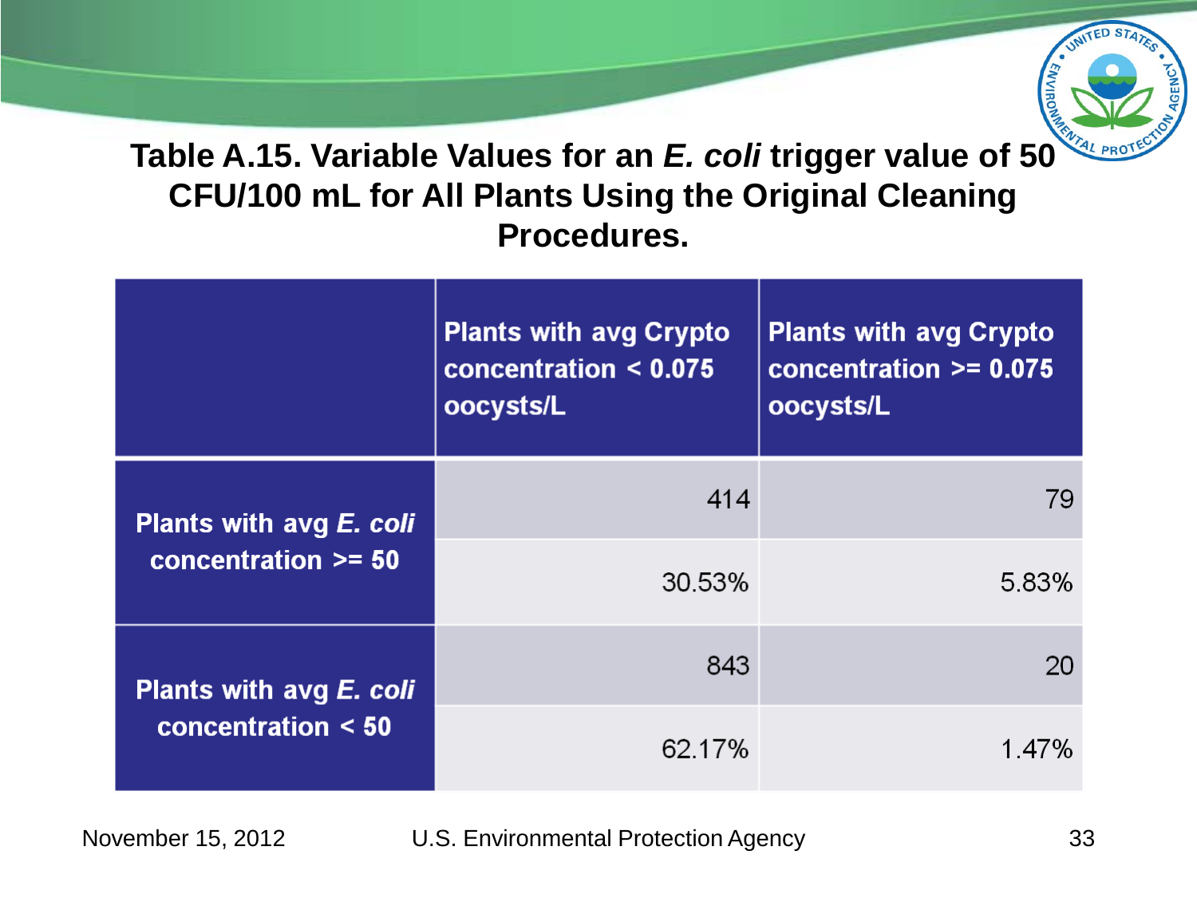## Table A.15. Variable Values for an *E. coli* trigger value of 50 CFU/100 mL for All Plants Using the Original Cleaning Procedures.

| | Plants with avg Crypto concentration < 0.075 oocysts/L | Plants with avg Crypto concentration >= 0.075 oocysts/L |
|---|---|---|
| Plants with avg *E. coli* concentration >= 50 | 414 | 79 |
| | 30.53% | 5.83% |
| Plants with avg *E. coli* concentration < 50 | 843 | 20 |
| | 62.17% | 1.47% |

November 15, 2012 U.S. Environmental Protection Agency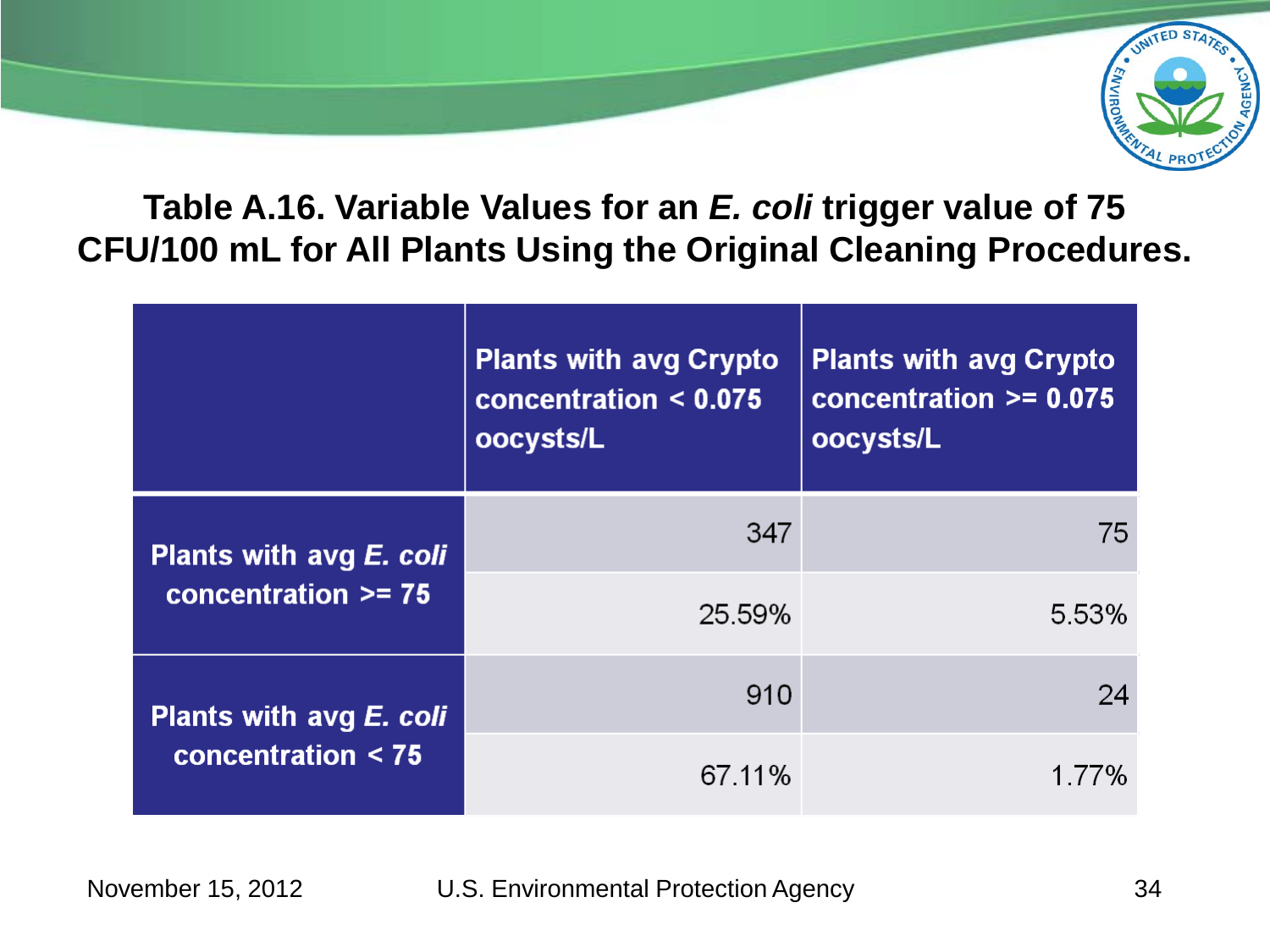## Table A.16. Variable Values for an *E. coli* trigger value of 75 CFU/100 mL for All Plants Using the Original Cleaning Procedures.

| | Plants with avg Crypto concentration < 0.075 oocysts/L | Plants with avg Crypto concentration >= 0.075 oocysts/L |
|---|---|---|
| Plants with avg *E. coli* concentration >= 75 | 347 | 75 |
| | 25.59% | 5.53% |
| Plants with avg *E. coli* concentration < 75 | 910 | 24 |
| | 67.11% | 1.77% |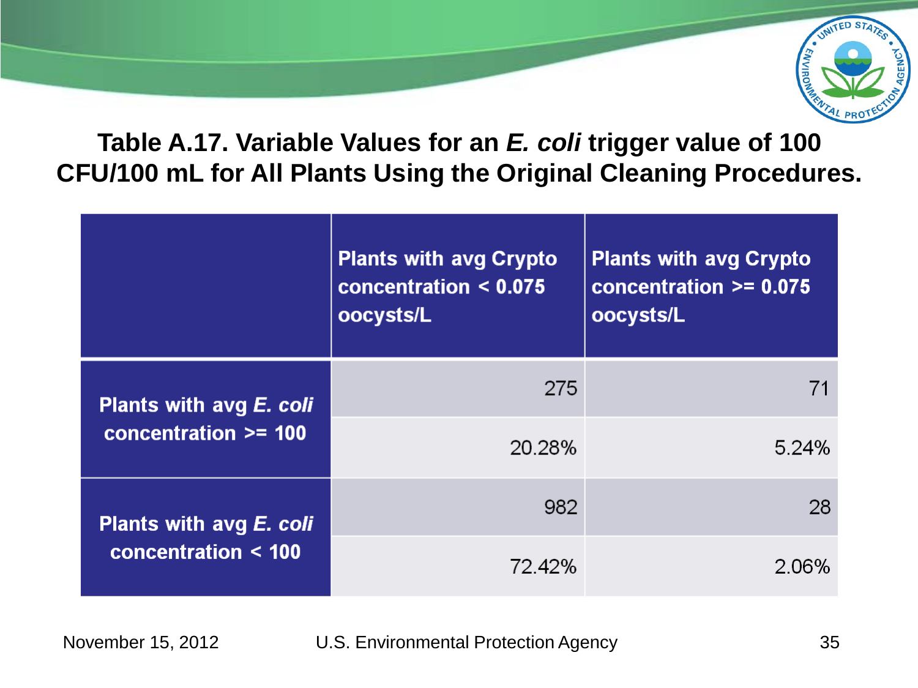## Table A.17. Variable Values for an *E. coli* trigger value of 100 CFU/100 mL for All Plants Using the Original Cleaning Procedures.

| | Plants with avg Crypto concentration < 0.075 oocysts/L | Plants with avg Crypto concentration >= 0.075 oocysts/L |
|---|---|---|
| Plants with avg *E. coli* concentration >= 100 | 275 | 71 |
| | 20.28% | 5.24% |
| Plants with avg *E. coli* concentration < 100 | 982 | 28 |
| | 72.42% | 2.06% |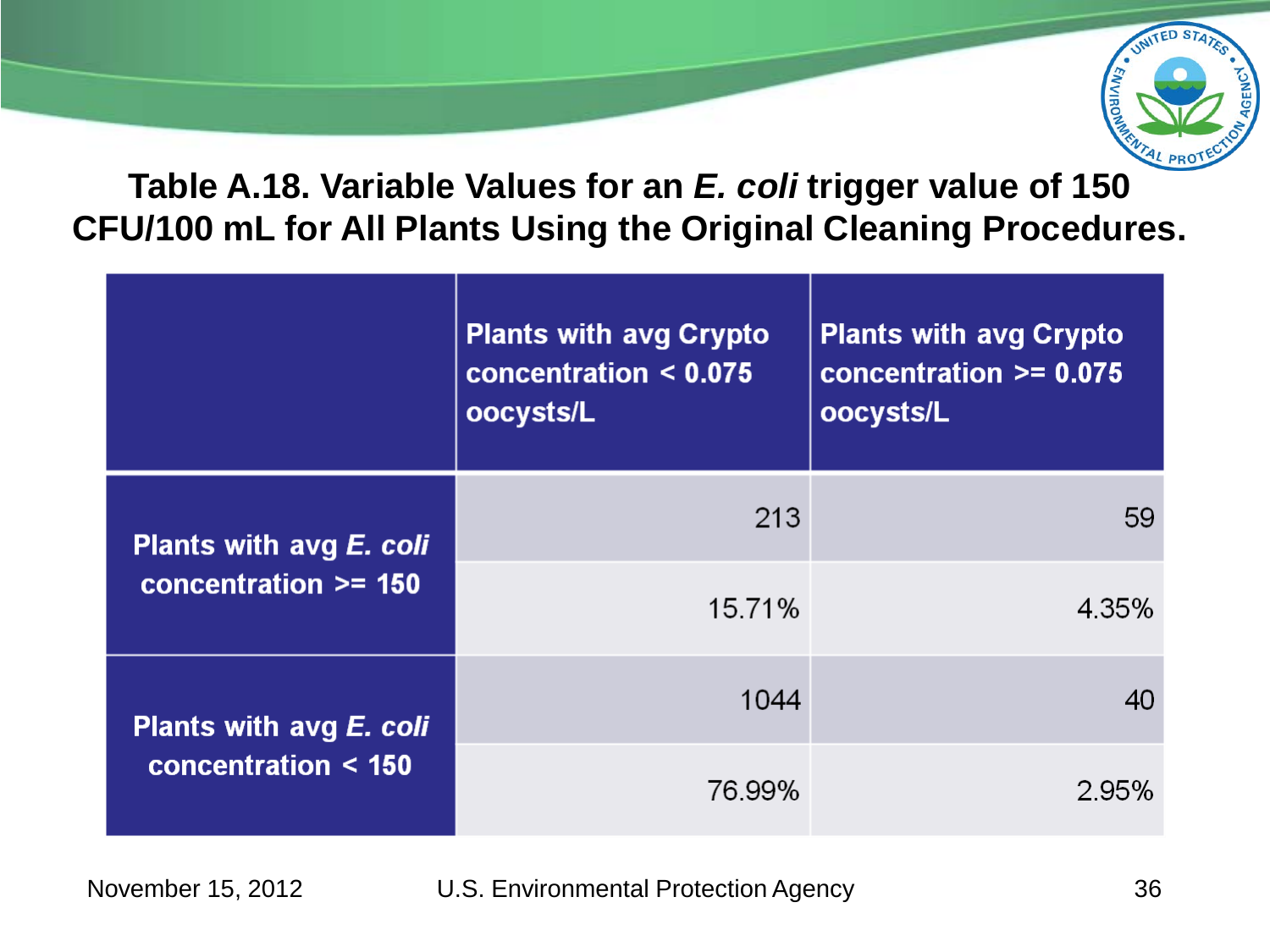# Table A.18. Variable Values for an *E. coli* trigger value of 150 CFU/100 mL for All Plants Using the Original Cleaning Procedures.

| | Plants with avg Crypto concentration < 0.075 oocysts/L | Plants with avg Crypto concentration >= 0.075 oocysts/L |
|---|---|---|
| Plants with avg *E. coli* concentration >= 150 | 213 | 59 |
| | 15.71% | 4.35% |
| Plants with avg *E. coli* concentration < 150 | 1044 | 40 |
| | 76.99% | 2.95% |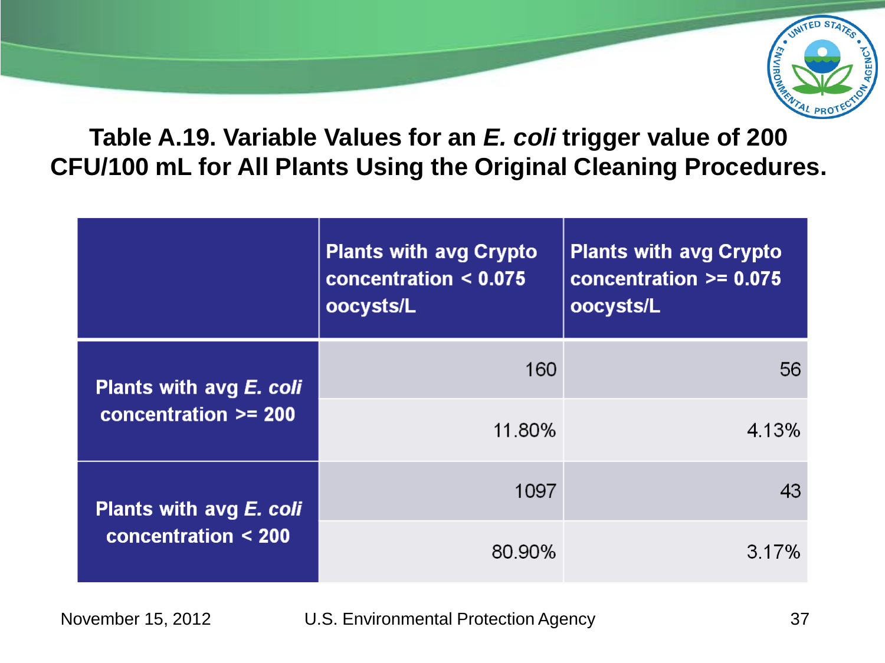## Table A.19. Variable Values for an *E. coli* trigger value of 200 CFU/100 mL for All Plants Using the Original Cleaning Procedures.

| | Plants with avg Crypto concentration < 0.075 oocysts/L | Plants with avg Crypto concentration >= 0.075 oocysts/L |
|---|---|---|
| Plants with avg *E. coli* concentration >= 200 | 160 | 56 |
| | 11.80% | 4.13% |
| Plants with avg *E. coli* concentration < 200 | 1097 | 43 |
| | 80.90% | 3.17% |